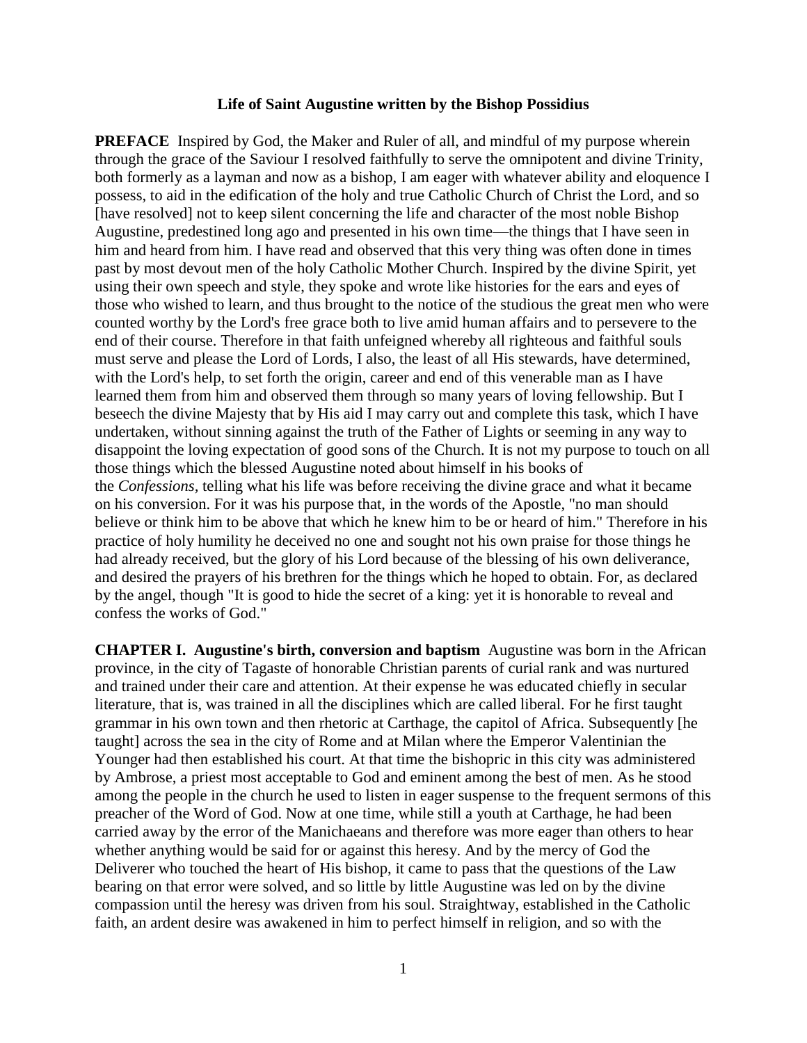**Life of Saint Augustine written by the Bishop Possidius**

**PREFACE** Inspired by God, the Maker and Ruler of all, and mindful of my purpose wherein through the grace of the Saviour I resolved faithfully to serve the omnipotent and divine Trinity, both formerly as a layman and now as a bishop, I am eager with whatever ability and eloquence I possess, to aid in the edification of the holy and true Catholic Church of Christ the Lord, and so [have resolved] not to keep silent concerning the life and character of the most noble Bishop Augustine, predestined long ago and presented in his own time—the things that I have seen in him and heard from him. I have read and observed that this very thing was often done in times past by most devout men of the holy Catholic Mother Church. Inspired by the divine Spirit, yet using their own speech and style, they spoke and wrote like histories for the ears and eyes of those who wished to learn, and thus brought to the notice of the studious the great men who were counted worthy by the Lord's free grace both to live amid human affairs and to persevere to the end of their course. Therefore in that faith unfeigned whereby all righteous and faithful souls must serve and please the Lord of Lords, I also, the least of all His stewards, have determined, with the Lord's help, to set forth the origin, career and end of this venerable man as I have learned them from him and observed them through so many years of loving fellowship. But I beseech the divine Majesty that by His aid I may carry out and complete this task, which I have undertaken, without sinning against the truth of the Father of Lights or seeming in any way to disappoint the loving expectation of good sons of the Church. It is not my purpose to touch on all those things which the blessed Augustine noted about himself in his books of the *Confessions*, telling what his life was before receiving the divine grace and what it became on his conversion. For it was his purpose that, in the words of the Apostle, "no man should believe or think him to be above that which he knew him to be or heard of him." Therefore in his practice of holy humility he deceived no one and sought not his own praise for those things he had already received, but the glory of his Lord because of the blessing of his own deliverance, and desired the prayers of his brethren for the things which he hoped to obtain. For, as declared by the angel, though "It is good to hide the secret of a king: yet it is honorable to reveal and confess the works of God."

**CHAPTER I. Augustine's birth, conversion and baptism** Augustine was born in the African province, in the city of Tagaste of honorable Christian parents of curial rank and was nurtured and trained under their care and attention. At their expense he was educated chiefly in secular literature, that is, was trained in all the disciplines which are called liberal. For he first taught grammar in his own town and then rhetoric at Carthage, the capitol of Africa. Subsequently [he taught] across the sea in the city of Rome and at Milan where the Emperor Valentinian the Younger had then established his court. At that time the bishopric in this city was administered by Ambrose, a priest most acceptable to God and eminent among the best of men. As he stood among the people in the church he used to listen in eager suspense to the frequent sermons of this preacher of the Word of God. Now at one time, while still a youth at Carthage, he had been carried away by the error of the Manichaeans and therefore was more eager than others to hear whether anything would be said for or against this heresy. And by the mercy of God the Deliverer who touched the heart of His bishop, it came to pass that the questions of the Law bearing on that error were solved, and so little by little Augustine was led on by the divine compassion until the heresy was driven from his soul. Straightway, established in the Catholic faith, an ardent desire was awakened in him to perfect himself in religion, and so with the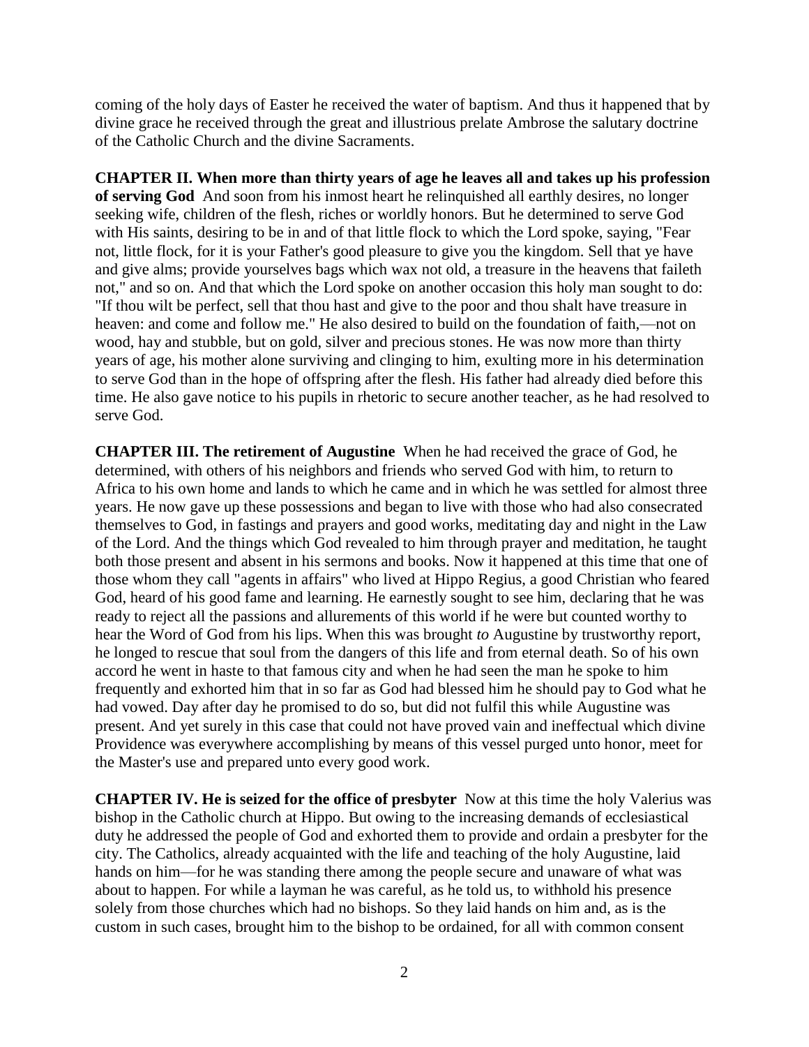coming of the holy days of Easter he received the water of baptism. And thus it happened that by divine grace he received through the great and illustrious prelate Ambrose the salutary doctrine of the Catholic Church and the divine Sacraments.

**CHAPTER II. When more than thirty years of age he leaves all and takes up his profession of serving God** And soon from his inmost heart he relinquished all earthly desires, no longer seeking wife, children of the flesh, riches or worldly honors. But he determined to serve God with His saints, desiring to be in and of that little flock to which the Lord spoke, saying, "Fear not, little flock, for it is your Father's good pleasure to give you the kingdom. Sell that ye have and give alms; provide yourselves bags which wax not old, a treasure in the heavens that faileth not," and so on. And that which the Lord spoke on another occasion this holy man sought to do: "If thou wilt be perfect, sell that thou hast and give to the poor and thou shalt have treasure in heaven: and come and follow me." He also desired to build on the foundation of faith,—not on wood, hay and stubble, but on gold, silver and precious stones. He was now more than thirty years of age, his mother alone surviving and clinging to him, exulting more in his determination to serve God than in the hope of offspring after the flesh. His father had already died before this time. He also gave notice to his pupils in rhetoric to secure another teacher, as he had resolved to serve God.

**CHAPTER III. The retirement of Augustine** When he had received the grace of God, he determined, with others of his neighbors and friends who served God with him, to return to Africa to his own home and lands to which he came and in which he was settled for almost three years. He now gave up these possessions and began to live with those who had also consecrated themselves to God, in fastings and prayers and good works, meditating day and night in the Law of the Lord. And the things which God revealed to him through prayer and meditation, he taught both those present and absent in his sermons and books. Now it happened at this time that one of those whom they call "agents in affairs" who lived at Hippo Regius, a good Christian who feared God, heard of his good fame and learning. He earnestly sought to see him, declaring that he was ready to reject all the passions and allurements of this world if he were but counted worthy to hear the Word of God from his lips. When this was brought *to* Augustine by trustworthy report, he longed to rescue that soul from the dangers of this life and from eternal death. So of his own accord he went in haste to that famous city and when he had seen the man he spoke to him frequently and exhorted him that in so far as God had blessed him he should pay to God what he had vowed. Day after day he promised to do so, but did not fulfil this while Augustine was present. And yet surely in this case that could not have proved vain and ineffectual which divine Providence was everywhere accomplishing by means of this vessel purged unto honor, meet for the Master's use and prepared unto every good work.

**CHAPTER IV. He is seized for the office of presbyter** Now at this time the holy Valerius was bishop in the Catholic church at Hippo. But owing to the increasing demands of ecclesiastical duty he addressed the people of God and exhorted them to provide and ordain a presbyter for the city. The Catholics, already acquainted with the life and teaching of the holy Augustine, laid hands on him—for he was standing there among the people secure and unaware of what was about to happen. For while a layman he was careful, as he told us, to withhold his presence solely from those churches which had no bishops. So they laid hands on him and, as is the custom in such cases, brought him to the bishop to be ordained, for all with common consent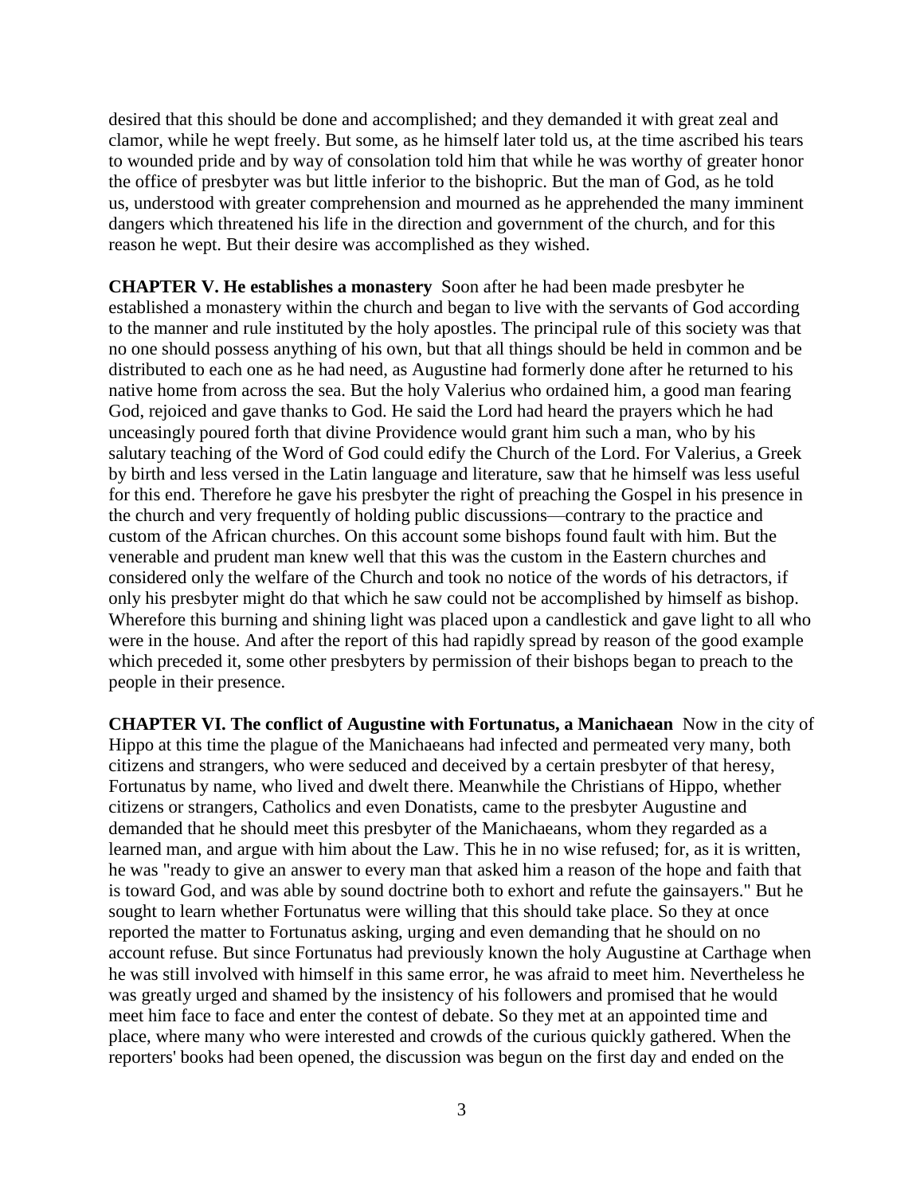desired that this should be done and accomplished; and they demanded it with great zeal and clamor, while he wept freely. But some, as he himself later told us, at the time ascribed his tears to wounded pride and by way of consolation told him that while he was worthy of greater honor the office of presbyter was but little inferior to the bishopric. But the man of God, as he told us, understood with greater comprehension and mourned as he apprehended the many imminent dangers which threatened his life in the direction and government of the church, and for this reason he wept. But their desire was accomplished as they wished.

**CHAPTER V. He establishes a monastery** Soon after he had been made presbyter he established a monastery within the church and began to live with the servants of God according to the manner and rule instituted by the holy apostles. The principal rule of this society was that no one should possess anything of his own, but that all things should be held in common and be distributed to each one as he had need, as Augustine had formerly done after he returned to his native home from across the sea. But the holy Valerius who ordained him, a good man fearing God, rejoiced and gave thanks to God. He said the Lord had heard the prayers which he had unceasingly poured forth that divine Providence would grant him such a man, who by his salutary teaching of the Word of God could edify the Church of the Lord. For Valerius, a Greek by birth and less versed in the Latin language and literature, saw that he himself was less useful for this end. Therefore he gave his presbyter the right of preaching the Gospel in his presence in the church and very frequently of holding public discussions—contrary to the practice and custom of the African churches. On this account some bishops found fault with him. But the venerable and prudent man knew well that this was the custom in the Eastern churches and considered only the welfare of the Church and took no notice of the words of his detractors, if only his presbyter might do that which he saw could not be accomplished by himself as bishop. Wherefore this burning and shining light was placed upon a candlestick and gave light to all who were in the house. And after the report of this had rapidly spread by reason of the good example which preceded it, some other presbyters by permission of their bishops began to preach to the people in their presence.

**CHAPTER VI. The conflict of Augustine with Fortunatus, a Manichaean** Now in the city of Hippo at this time the plague of the Manichaeans had infected and permeated very many, both citizens and strangers, who were seduced and deceived by a certain presbyter of that heresy, Fortunatus by name, who lived and dwelt there. Meanwhile the Christians of Hippo, whether citizens or strangers, Catholics and even Donatists, came to the presbyter Augustine and demanded that he should meet this presbyter of the Manichaeans, whom they regarded as a learned man, and argue with him about the Law. This he in no wise refused; for, as it is written, he was "ready to give an answer to every man that asked him a reason of the hope and faith that is toward God, and was able by sound doctrine both to exhort and refute the gainsayers." But he sought to learn whether Fortunatus were willing that this should take place. So they at once reported the matter to Fortunatus asking, urging and even demanding that he should on no account refuse. But since Fortunatus had previously known the holy Augustine at Carthage when he was still involved with himself in this same error, he was afraid to meet him. Nevertheless he was greatly urged and shamed by the insistency of his followers and promised that he would meet him face to face and enter the contest of debate. So they met at an appointed time and place, where many who were interested and crowds of the curious quickly gathered. When the reporters' books had been opened, the discussion was begun on the first day and ended on the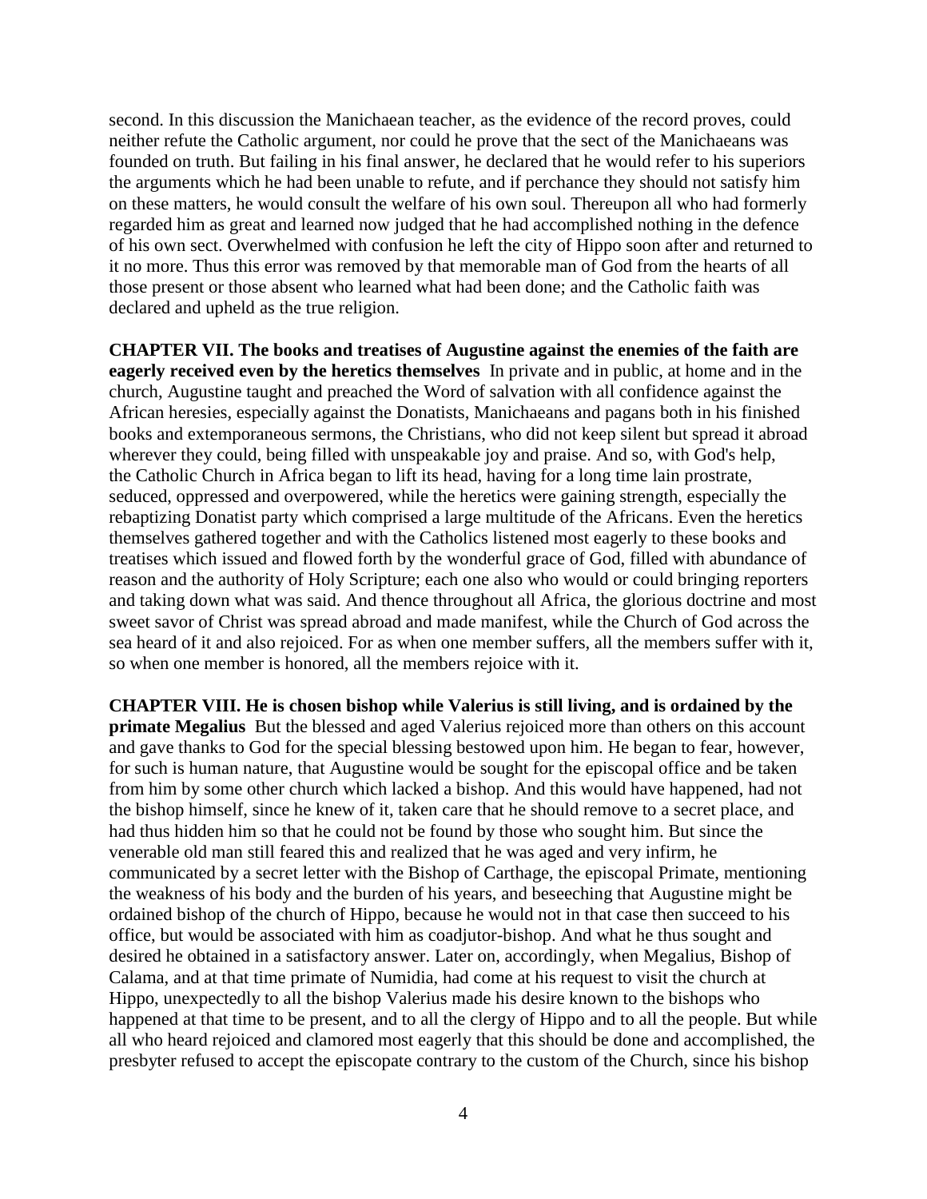second. In this discussion the Manichaean teacher, as the evidence of the record proves, could neither refute the Catholic argument, nor could he prove that the sect of the Manichaeans was founded on truth. But failing in his final answer, he declared that he would refer to his superiors the arguments which he had been unable to refute, and if perchance they should not satisfy him on these matters, he would consult the welfare of his own soul. Thereupon all who had formerly regarded him as great and learned now judged that he had accomplished nothing in the defence of his own sect. Overwhelmed with confusion he left the city of Hippo soon after and returned to it no more. Thus this error was removed by that memorable man of God from the hearts of all those present or those absent who learned what had been done; and the Catholic faith was declared and upheld as the true religion.

**CHAPTER VII. The books and treatises of Augustine against the enemies of the faith are eagerly received even by the heretics themselves** In private and in public, at home and in the church, Augustine taught and preached the Word of salvation with all confidence against the African heresies, especially against the Donatists, Manichaeans and pagans both in his finished books and extemporaneous sermons, the Christians, who did not keep silent but spread it abroad wherever they could, being filled with unspeakable joy and praise. And so, with God's help, the Catholic Church in Africa began to lift its head, having for a long time lain prostrate, seduced, oppressed and overpowered, while the heretics were gaining strength, especially the rebaptizing Donatist party which comprised a large multitude of the Africans. Even the heretics themselves gathered together and with the Catholics listened most eagerly to these books and treatises which issued and flowed forth by the wonderful grace of God, filled with abundance of reason and the authority of Holy Scripture; each one also who would or could bringing reporters and taking down what was said. And thence throughout all Africa, the glorious doctrine and most sweet savor of Christ was spread abroad and made manifest, while the Church of God across the sea heard of it and also rejoiced. For as when one member suffers, all the members suffer with it, so when one member is honored, all the members rejoice with it.

**CHAPTER VIII. He is chosen bishop while Valerius is still living, and is ordained by the primate Megalius** But the blessed and aged Valerius rejoiced more than others on this account and gave thanks to God for the special blessing bestowed upon him. He began to fear, however, for such is human nature, that Augustine would be sought for the episcopal office and be taken from him by some other church which lacked a bishop. And this would have happened, had not the bishop himself, since he knew of it, taken care that he should remove to a secret place, and had thus hidden him so that he could not be found by those who sought him. But since the venerable old man still feared this and realized that he was aged and very infirm, he communicated by a secret letter with the Bishop of Carthage, the episcopal Primate, mentioning the weakness of his body and the burden of his years, and beseeching that Augustine might be ordained bishop of the church of Hippo, because he would not in that case then succeed to his office, but would be associated with him as coadjutor-bishop. And what he thus sought and desired he obtained in a satisfactory answer. Later on, accordingly, when Megalius, Bishop of Calama, and at that time primate of Numidia, had come at his request to visit the church at Hippo, unexpectedly to all the bishop Valerius made his desire known to the bishops who happened at that time to be present, and to all the clergy of Hippo and to all the people. But while all who heard rejoiced and clamored most eagerly that this should be done and accomplished, the presbyter refused to accept the episcopate contrary to the custom of the Church, since his bishop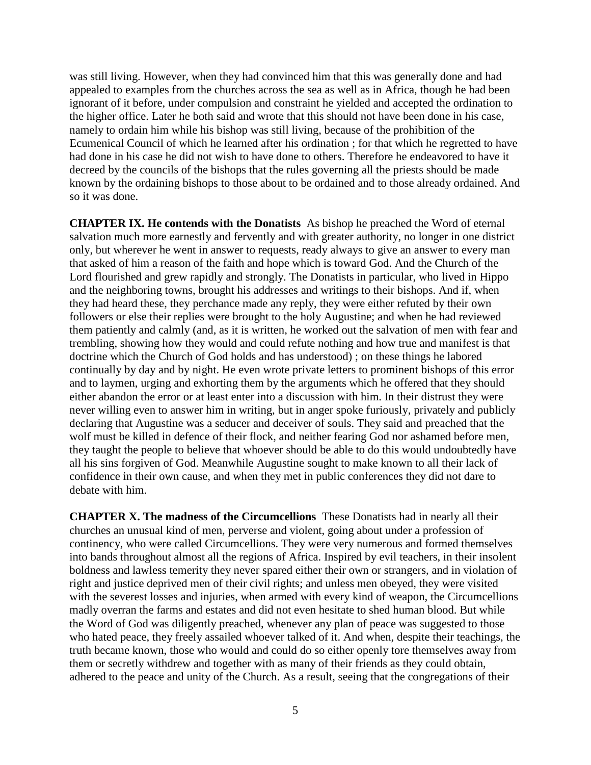was still living. However, when they had convinced him that this was generally done and had appealed to examples from the churches across the sea as well as in Africa, though he had been ignorant of it before, under compulsion and constraint he yielded and accepted the ordination to the higher office. Later he both said and wrote that this should not have been done in his case, namely to ordain him while his bishop was still living, because of the prohibition of the Ecumenical Council of which he learned after his ordination ; for that which he regretted to have had done in his case he did not wish to have done to others. Therefore he endeavored to have it decreed by the councils of the bishops that the rules governing all the priests should be made known by the ordaining bishops to those about to be ordained and to those already ordained. And so it was done.

**CHAPTER IX. He contends with the Donatists** As bishop he preached the Word of eternal salvation much more earnestly and fervently and with greater authority, no longer in one district only, but wherever he went in answer to requests, ready always to give an answer to every man that asked of him a reason of the faith and hope which is toward God. And the Church of the Lord flourished and grew rapidly and strongly. The Donatists in particular, who lived in Hippo and the neighboring towns, brought his addresses and writings to their bishops. And if, when they had heard these, they perchance made any reply, they were either refuted by their own followers or else their replies were brought to the holy Augustine; and when he had reviewed them patiently and calmly (and, as it is written, he worked out the salvation of men with fear and trembling, showing how they would and could refute nothing and how true and manifest is that doctrine which the Church of God holds and has understood) ; on these things he labored continually by day and by night. He even wrote private letters to prominent bishops of this error and to laymen, urging and exhorting them by the arguments which he offered that they should either abandon the error or at least enter into a discussion with him. In their distrust they were never willing even to answer him in writing, but in anger spoke furiously, privately and publicly declaring that Augustine was a seducer and deceiver of souls. They said and preached that the wolf must be killed in defence of their flock, and neither fearing God nor ashamed before men, they taught the people to believe that whoever should be able to do this would undoubtedly have all his sins forgiven of God. Meanwhile Augustine sought to make known to all their lack of confidence in their own cause, and when they met in public conferences they did not dare to debate with him.

**CHAPTER X. The madness of the Circumcellions** These Donatists had in nearly all their churches an unusual kind of men, perverse and violent, going about under a profession of continency, who were called Circumcellions. They were very numerous and formed themselves into bands throughout almost all the regions of Africa. Inspired by evil teachers, in their insolent boldness and lawless temerity they never spared either their own or strangers, and in violation of right and justice deprived men of their civil rights; and unless men obeyed, they were visited with the severest losses and injuries, when armed with every kind of weapon, the Circumcellions madly overran the farms and estates and did not even hesitate to shed human blood. But while the Word of God was diligently preached, whenever any plan of peace was suggested to those who hated peace, they freely assailed whoever talked of it. And when, despite their teachings, the truth became known, those who would and could do so either openly tore themselves away from them or secretly withdrew and together with as many of their friends as they could obtain, adhered to the peace and unity of the Church. As a result, seeing that the congregations of their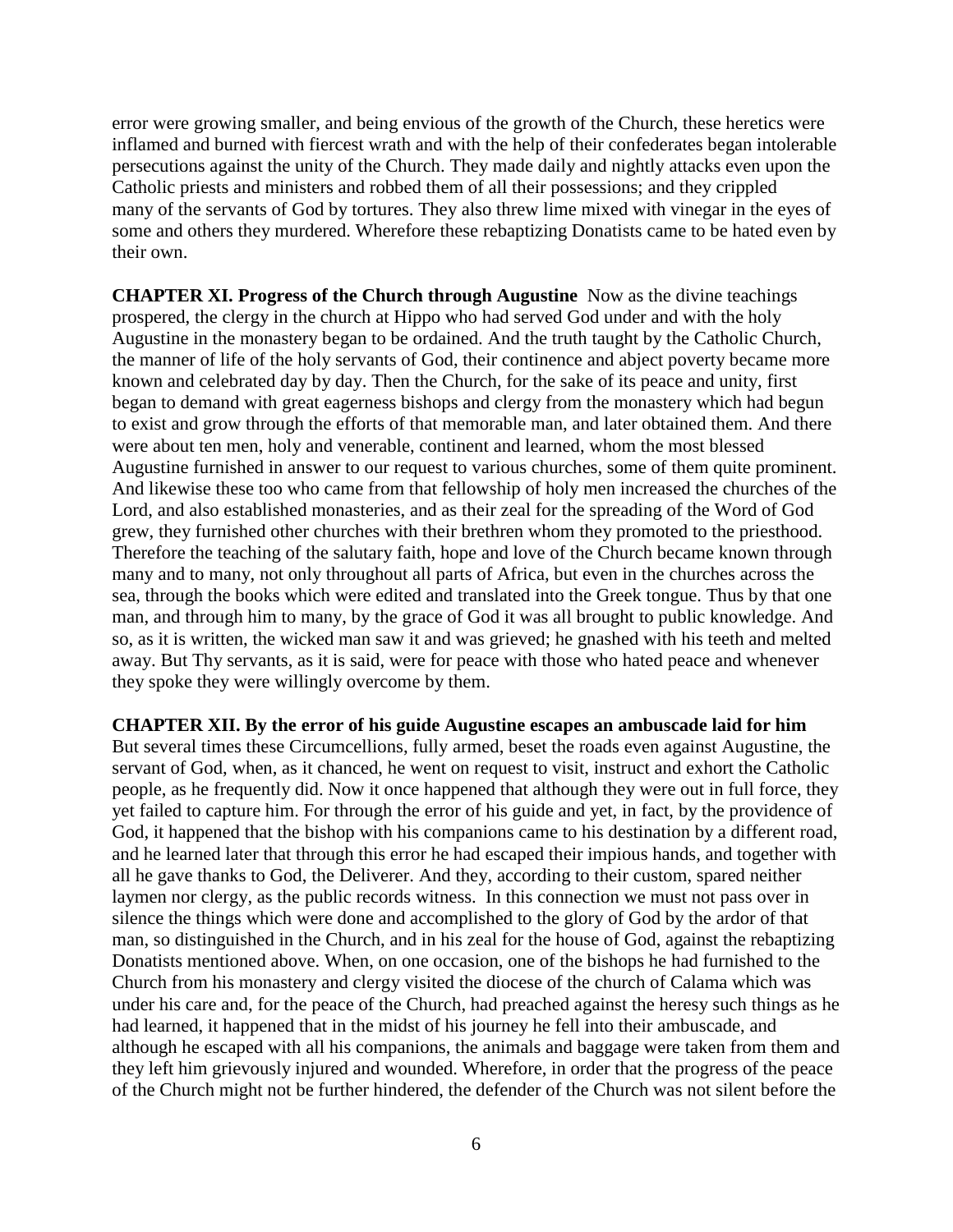error were growing smaller, and being envious of the growth of the Church, these heretics were inflamed and burned with fiercest wrath and with the help of their confederates began intolerable persecutions against the unity of the Church. They made daily and nightly attacks even upon the Catholic priests and ministers and robbed them of all their possessions; and they crippled many of the servants of God by tortures. They also threw lime mixed with vinegar in the eyes of some and others they murdered. Wherefore these rebaptizing Donatists came to be hated even by their own.

**CHAPTER XI. Progress of the Church through Augustine** Now as the divine teachings prospered, the clergy in the church at Hippo who had served God under and with the holy Augustine in the monastery began to be ordained. And the truth taught by the Catholic Church, the manner of life of the holy servants of God, their continence and abject poverty became more known and celebrated day by day. Then the Church, for the sake of its peace and unity, first began to demand with great eagerness bishops and clergy from the monastery which had begun to exist and grow through the efforts of that memorable man, and later obtained them. And there were about ten men, holy and venerable, continent and learned, whom the most blessed Augustine furnished in answer to our request to various churches, some of them quite prominent. And likewise these too who came from that fellowship of holy men increased the churches of the Lord, and also established monasteries, and as their zeal for the spreading of the Word of God grew, they furnished other churches with their brethren whom they promoted to the priesthood. Therefore the teaching of the salutary faith, hope and love of the Church became known through many and to many, not only throughout all parts of Africa, but even in the churches across the sea, through the books which were edited and translated into the Greek tongue. Thus by that one man, and through him to many, by the grace of God it was all brought to public knowledge. And so, as it is written, the wicked man saw it and was grieved; he gnashed with his teeth and melted away. But Thy servants, as it is said, were for peace with those who hated peace and whenever they spoke they were willingly overcome by them.

**CHAPTER XII. By the error of his guide Augustine escapes an ambuscade laid for him** But several times these Circumcellions, fully armed, beset the roads even against Augustine, the servant of God, when, as it chanced, he went on request to visit, instruct and exhort the Catholic people, as he frequently did. Now it once happened that although they were out in full force, they yet failed to capture him. For through the error of his guide and yet, in fact, by the providence of God, it happened that the bishop with his companions came to his destination by a different road, and he learned later that through this error he had escaped their impious hands, and together with all he gave thanks to God, the Deliverer. And they, according to their custom, spared neither laymen nor clergy, as the public records witness. In this connection we must not pass over in silence the things which were done and accomplished to the glory of God by the ardor of that man, so distinguished in the Church, and in his zeal for the house of God, against the rebaptizing Donatists mentioned above. When, on one occasion, one of the bishops he had furnished to the Church from his monastery and clergy visited the diocese of the church of Calama which was under his care and, for the peace of the Church, had preached against the heresy such things as he had learned, it happened that in the midst of his journey he fell into their ambuscade, and although he escaped with all his companions, the animals and baggage were taken from them and they left him grievously injured and wounded. Wherefore, in order that the progress of the peace of the Church might not be further hindered, the defender of the Church was not silent before the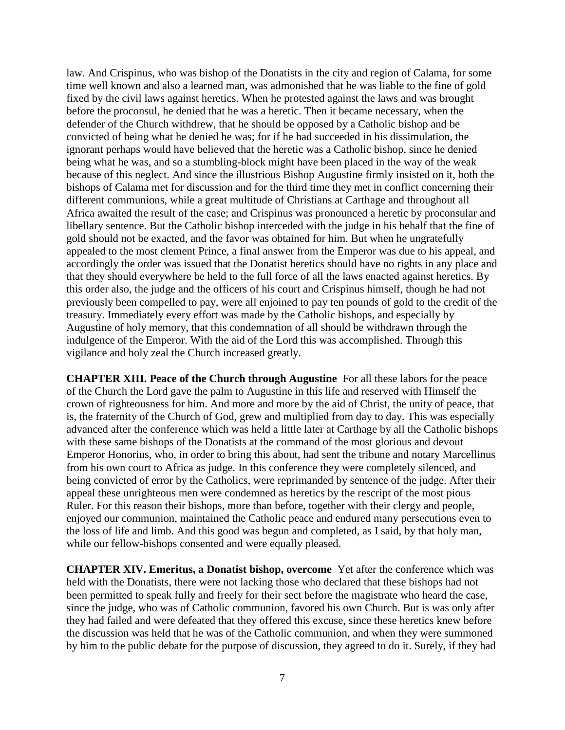law. And Crispinus, who was bishop of the Donatists in the city and region of Calama, for some time well known and also a learned man, was admonished that he was liable to the fine of gold fixed by the civil laws against heretics. When he protested against the laws and was brought before the proconsul, he denied that he was a heretic. Then it became necessary, when the defender of the Church withdrew, that he should be opposed by a Catholic bishop and be convicted of being what he denied he was; for if he had succeeded in his dissimulation, the ignorant perhaps would have believed that the heretic was a Catholic bishop, since he denied being what he was, and so a stumbling-block might have been placed in the way of the weak because of this neglect. And since the illustrious Bishop Augustine firmly insisted on it, both the bishops of Calama met for discussion and for the third time they met in conflict concerning their different communions, while a great multitude of Christians at Carthage and throughout all Africa awaited the result of the case; and Crispinus was pronounced a heretic by proconsular and libellary sentence. But the Catholic bishop interceded with the judge in his behalf that the fine of gold should not be exacted, and the favor was obtained for him. But when he ungratefully appealed to the most clement Prince, a final answer from the Emperor was due to his appeal, and accordingly the order was issued that the Donatist heretics should have no rights in any place and that they should everywhere be held to the full force of all the laws enacted against heretics. By this order also, the judge and the officers of his court and Crispinus himself, though he had not previously been compelled to pay, were all enjoined to pay ten pounds of gold to the credit of the treasury. Immediately every effort was made by the Catholic bishops, and especially by Augustine of holy memory, that this condemnation of all should be withdrawn through the indulgence of the Emperor. With the aid of the Lord this was accomplished. Through this vigilance and holy zeal the Church increased greatly.

**CHAPTER XIII. Peace of the Church through Augustine** For all these labors for the peace of the Church the Lord gave the palm to Augustine in this life and reserved with Himself the crown of righteousness for him. And more and more by the aid of Christ, the unity of peace, that is, the fraternity of the Church of God, grew and multiplied from day to day. This was especially advanced after the conference which was held a little later at Carthage by all the Catholic bishops with these same bishops of the Donatists at the command of the most glorious and devout Emperor Honorius, who, in order to bring this about, had sent the tribune and notary Marcellinus from his own court to Africa as judge. In this conference they were completely silenced, and being convicted of error by the Catholics, were reprimanded by sentence of the judge. After their appeal these unrighteous men were condemned as heretics by the rescript of the most pious Ruler. For this reason their bishops, more than before, together with their clergy and people, enjoyed our communion, maintained the Catholic peace and endured many persecutions even to the loss of life and limb. And this good was begun and completed, as I said, by that holy man, while our fellow-bishops consented and were equally pleased.

**CHAPTER XIV. Emeritus, a Donatist bishop, overcome** Yet after the conference which was held with the Donatists, there were not lacking those who declared that these bishops had not been permitted to speak fully and freely for their sect before the magistrate who heard the case, since the judge, who was of Catholic communion, favored his own Church. But is was only after they had failed and were defeated that they offered this excuse, since these heretics knew before the discussion was held that he was of the Catholic communion, and when they were summoned by him to the public debate for the purpose of discussion, they agreed to do it. Surely, if they had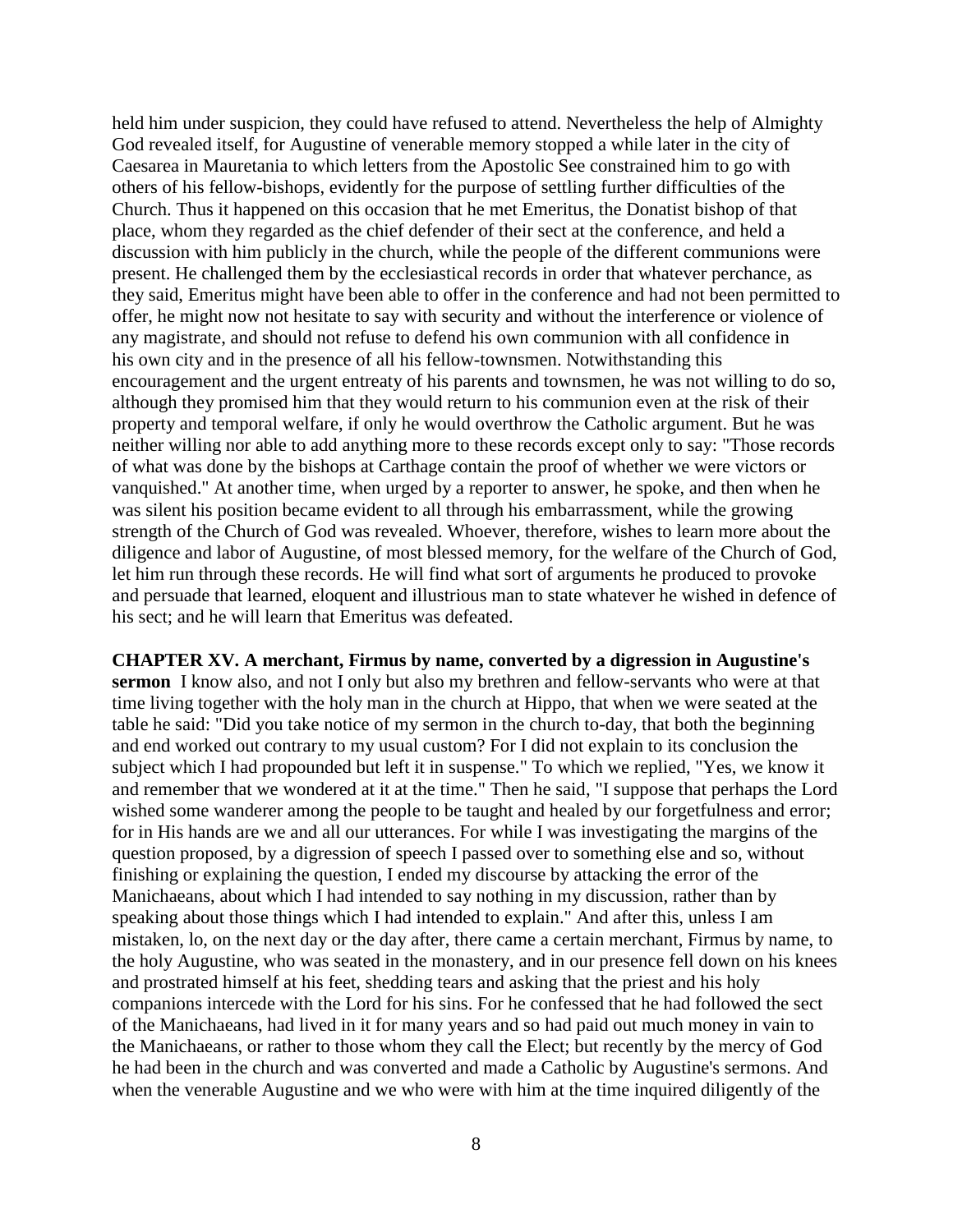held him under suspicion, they could have refused to attend. Nevertheless the help of Almighty God revealed itself, for Augustine of venerable memory stopped a while later in the city of Caesarea in Mauretania to which letters from the Apostolic See constrained him to go with others of his fellow-bishops, evidently for the purpose of settling further difficulties of the Church. Thus it happened on this occasion that he met Emeritus, the Donatist bishop of that place, whom they regarded as the chief defender of their sect at the conference, and held a discussion with him publicly in the church, while the people of the different communions were present. He challenged them by the ecclesiastical records in order that whatever perchance, as they said, Emeritus might have been able to offer in the conference and had not been permitted to offer, he might now not hesitate to say with security and without the interference or violence of any magistrate, and should not refuse to defend his own communion with all confidence in his own city and in the presence of all his fellow-townsmen. Notwithstanding this encouragement and the urgent entreaty of his parents and townsmen, he was not willing to do so, although they promised him that they would return to his communion even at the risk of their property and temporal welfare, if only he would overthrow the Catholic argument. But he was neither willing nor able to add anything more to these records except only to say: "Those records of what was done by the bishops at Carthage contain the proof of whether we were victors or vanquished." At another time, when urged by a reporter to answer, he spoke, and then when he was silent his position became evident to all through his embarrassment, while the growing strength of the Church of God was revealed. Whoever, therefore, wishes to learn more about the diligence and labor of Augustine, of most blessed memory, for the welfare of the Church of God, let him run through these records. He will find what sort of arguments he produced to provoke and persuade that learned, eloquent and illustrious man to state whatever he wished in defence of his sect; and he will learn that Emeritus was defeated.

**CHAPTER XV. A merchant, Firmus by name, converted by a digression in Augustine's sermon** I know also, and not I only but also my brethren and fellow-servants who were at that time living together with the holy man in the church at Hippo, that when we were seated at the table he said: "Did you take notice of my sermon in the church to-day, that both the beginning and end worked out contrary to my usual custom? For I did not explain to its conclusion the subject which I had propounded but left it in suspense." To which we replied, "Yes, we know it and remember that we wondered at it at the time." Then he said, "I suppose that perhaps the Lord wished some wanderer among the people to be taught and healed by our forgetfulness and error; for in His hands are we and all our utterances. For while I was investigating the margins of the question proposed, by a digression of speech I passed over to something else and so, without finishing or explaining the question, I ended my discourse by attacking the error of the Manichaeans, about which I had intended to say nothing in my discussion, rather than by speaking about those things which I had intended to explain." And after this, unless I am mistaken, lo, on the next day or the day after, there came a certain merchant, Firmus by name, to the holy Augustine, who was seated in the monastery, and in our presence fell down on his knees and prostrated himself at his feet, shedding tears and asking that the priest and his holy companions intercede with the Lord for his sins. For he confessed that he had followed the sect of the Manichaeans, had lived in it for many years and so had paid out much money in vain to the Manichaeans, or rather to those whom they call the Elect; but recently by the mercy of God he had been in the church and was converted and made a Catholic by Augustine's sermons. And when the venerable Augustine and we who were with him at the time inquired diligently of the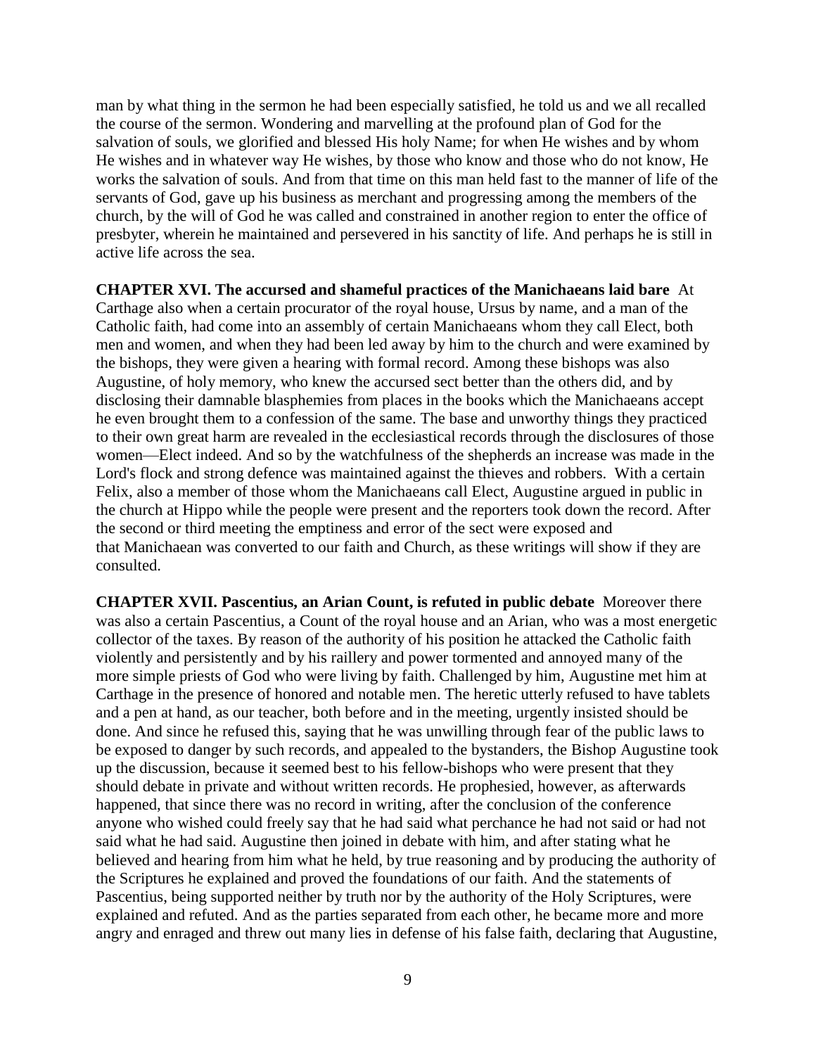man by what thing in the sermon he had been especially satisfied, he told us and we all recalled the course of the sermon. Wondering and marvelling at the profound plan of God for the salvation of souls, we glorified and blessed His holy Name; for when He wishes and by whom He wishes and in whatever way He wishes, by those who know and those who do not know, He works the salvation of souls. And from that time on this man held fast to the manner of life of the servants of God, gave up his business as merchant and progressing among the members of the church, by the will of God he was called and constrained in another region to enter the office of presbyter, wherein he maintained and persevered in his sanctity of life. And perhaps he is still in active life across the sea.

**CHAPTER XVI. The accursed and shameful practices of the Manichaeans laid bare** At Carthage also when a certain procurator of the royal house, Ursus by name, and a man of the Catholic faith, had come into an assembly of certain Manichaeans whom they call Elect, both men and women, and when they had been led away by him to the church and were examined by the bishops, they were given a hearing with formal record. Among these bishops was also Augustine, of holy memory, who knew the accursed sect better than the others did, and by disclosing their damnable blasphemies from places in the books which the Manichaeans accept he even brought them to a confession of the same. The base and unworthy things they practiced to their own great harm are revealed in the ecclesiastical records through the disclosures of those women—Elect indeed. And so by the watchfulness of the shepherds an increase was made in the Lord's flock and strong defence was maintained against the thieves and robbers. With a certain Felix, also a member of those whom the Manichaeans call Elect, Augustine argued in public in the church at Hippo while the people were present and the reporters took down the record. After the second or third meeting the emptiness and error of the sect were exposed and that Manichaean was converted to our faith and Church, as these writings will show if they are consulted.

**CHAPTER XVII. Pascentius, an Arian Count, is refuted in public debate** Moreover there was also a certain Pascentius, a Count of the royal house and an Arian, who was a most energetic collector of the taxes. By reason of the authority of his position he attacked the Catholic faith violently and persistently and by his raillery and power tormented and annoyed many of the more simple priests of God who were living by faith. Challenged by him, Augustine met him at Carthage in the presence of honored and notable men. The heretic utterly refused to have tablets and a pen at hand, as our teacher, both before and in the meeting, urgently insisted should be done. And since he refused this, saying that he was unwilling through fear of the public laws to be exposed to danger by such records, and appealed to the bystanders, the Bishop Augustine took up the discussion, because it seemed best to his fellow-bishops who were present that they should debate in private and without written records. He prophesied, however, as afterwards happened, that since there was no record in writing, after the conclusion of the conference anyone who wished could freely say that he had said what perchance he had not said or had not said what he had said. Augustine then joined in debate with him, and after stating what he believed and hearing from him what he held, by true reasoning and by producing the authority of the Scriptures he explained and proved the foundations of our faith. And the statements of Pascentius, being supported neither by truth nor by the authority of the Holy Scriptures, were explained and refuted. And as the parties separated from each other, he became more and more angry and enraged and threw out many lies in defense of his false faith, declaring that Augustine,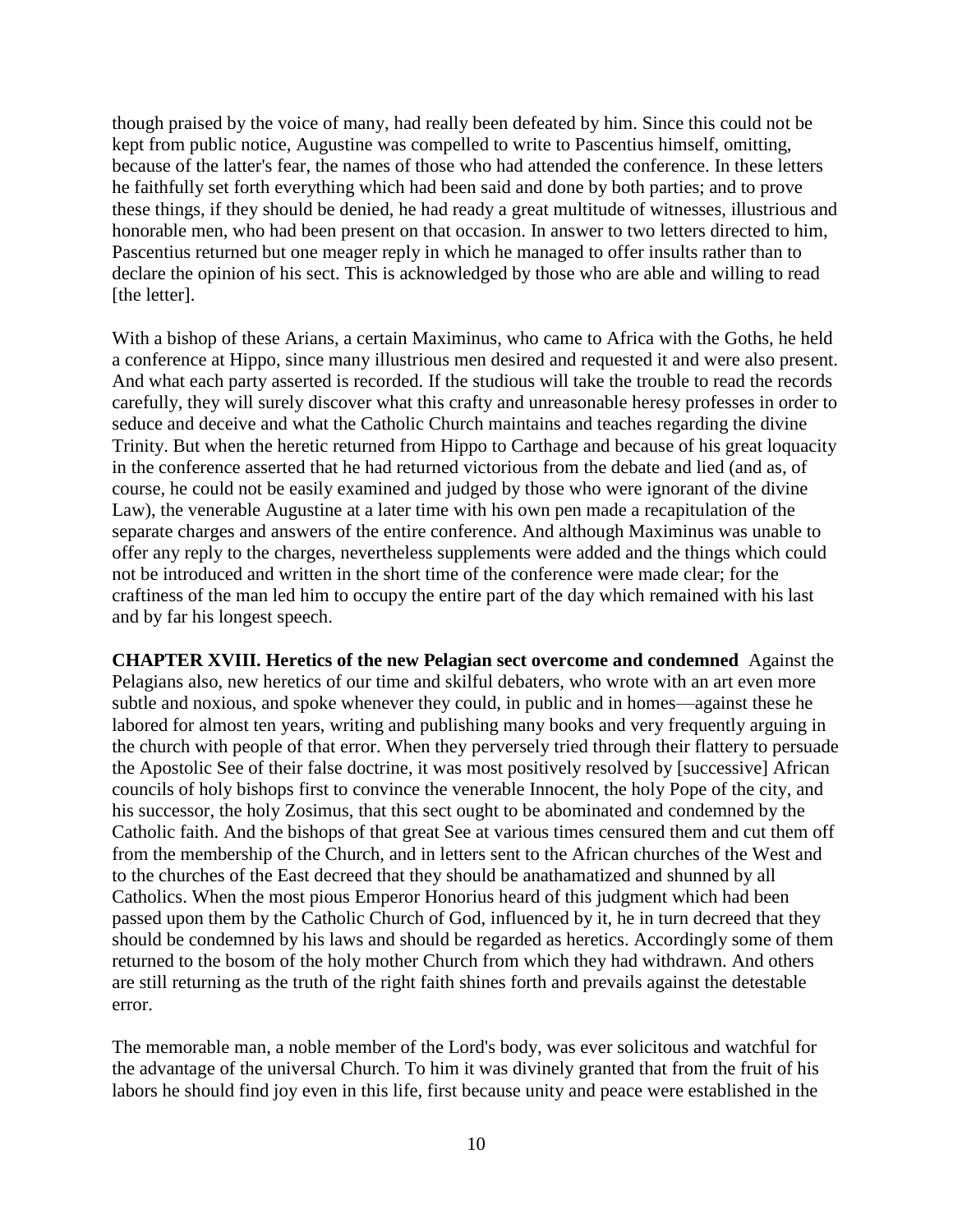though praised by the voice of many, had really been defeated by him. Since this could not be kept from public notice, Augustine was compelled to write to Pascentius himself, omitting, because of the latter's fear, the names of those who had attended the conference. In these letters he faithfully set forth everything which had been said and done by both parties; and to prove these things, if they should be denied, he had ready a great multitude of witnesses, illustrious and honorable men, who had been present on that occasion. In answer to two letters directed to him, Pascentius returned but one meager reply in which he managed to offer insults rather than to declare the opinion of his sect. This is acknowledged by those who are able and willing to read [the letter].

With a bishop of these Arians, a certain Maximinus, who came to Africa with the Goths, he held a conference at Hippo, since many illustrious men desired and requested it and were also present. And what each party asserted is recorded. If the studious will take the trouble to read the records carefully, they will surely discover what this crafty and unreasonable heresy professes in order to seduce and deceive and what the Catholic Church maintains and teaches regarding the divine Trinity. But when the heretic returned from Hippo to Carthage and because of his great loquacity in the conference asserted that he had returned victorious from the debate and lied (and as, of course, he could not be easily examined and judged by those who were ignorant of the divine Law), the venerable Augustine at a later time with his own pen made a recapitulation of the separate charges and answers of the entire conference. And although Maximinus was unable to offer any reply to the charges, nevertheless supplements were added and the things which could not be introduced and written in the short time of the conference were made clear; for the craftiness of the man led him to occupy the entire part of the day which remained with his last and by far his longest speech.

**CHAPTER XVIII. Heretics of the new Pelagian sect overcome and condemned** Against the Pelagians also, new heretics of our time and skilful debaters, who wrote with an art even more subtle and noxious, and spoke whenever they could, in public and in homes—against these he labored for almost ten years, writing and publishing many books and very frequently arguing in the church with people of that error. When they perversely tried through their flattery to persuade the Apostolic See of their false doctrine, it was most positively resolved by [successive] African councils of holy bishops first to convince the venerable Innocent, the holy Pope of the city, and his successor, the holy Zosimus, that this sect ought to be abominated and condemned by the Catholic faith. And the bishops of that great See at various times censured them and cut them off from the membership of the Church, and in letters sent to the African churches of the West and to the churches of the East decreed that they should be anathamatized and shunned by all Catholics. When the most pious Emperor Honorius heard of this judgment which had been passed upon them by the Catholic Church of God, influenced by it, he in turn decreed that they should be condemned by his laws and should be regarded as heretics. Accordingly some of them returned to the bosom of the holy mother Church from which they had withdrawn. And others are still returning as the truth of the right faith shines forth and prevails against the detestable error.

The memorable man, a noble member of the Lord's body, was ever solicitous and watchful for the advantage of the universal Church. To him it was divinely granted that from the fruit of his labors he should find joy even in this life, first because unity and peace were established in the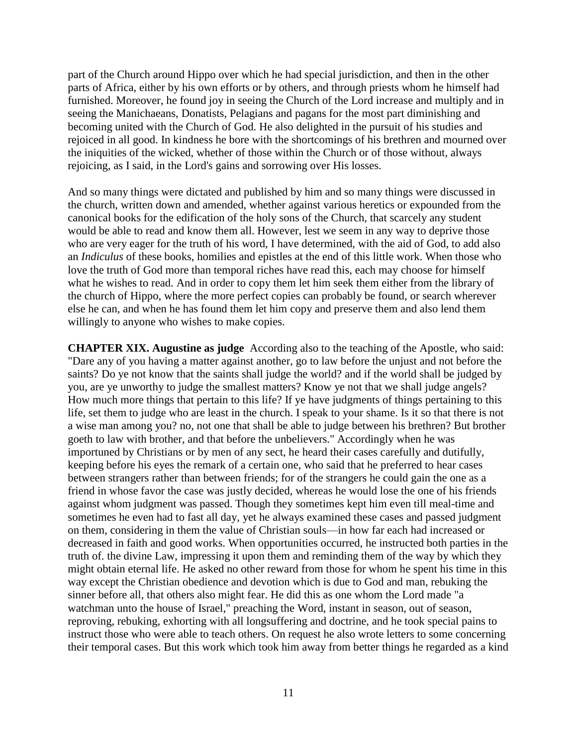part of the Church around Hippo over which he had special jurisdiction, and then in the other parts of Africa, either by his own efforts or by others, and through priests whom he himself had furnished. Moreover, he found joy in seeing the Church of the Lord increase and multiply and in seeing the Manichaeans, Donatists, Pelagians and pagans for the most part diminishing and becoming united with the Church of God. He also delighted in the pursuit of his studies and rejoiced in all good. In kindness he bore with the shortcomings of his brethren and mourned over the iniquities of the wicked, whether of those within the Church or of those without, always rejoicing, as I said, in the Lord's gains and sorrowing over His losses.

And so many things were dictated and published by him and so many things were discussed in the church, written down and amended, whether against various heretics or expounded from the canonical books for the edification of the holy sons of the Church, that scarcely any student would be able to read and know them all. However, lest we seem in any way to deprive those who are very eager for the truth of his word, I have determined, with the aid of God, to add also an *Indiculus* of these books, homilies and epistles at the end of this little work. When those who love the truth of God more than temporal riches have read this, each may choose for himself what he wishes to read. And in order to copy them let him seek them either from the library of the church of Hippo, where the more perfect copies can probably be found, or search wherever else he can, and when he has found them let him copy and preserve them and also lend them willingly to anyone who wishes to make copies.

**CHAPTER XIX. Augustine as judge** According also to the teaching of the Apostle, who said: "Dare any of you having a matter against another, go to law before the unjust and not before the saints? Do ye not know that the saints shall judge the world? and if the world shall be judged by you, are ye unworthy to judge the smallest matters? Know ye not that we shall judge angels? How much more things that pertain to this life? If ye have judgments of things pertaining to this life, set them to judge who are least in the church. I speak to your shame. Is it so that there is not a wise man among you? no, not one that shall be able to judge between his brethren? But brother goeth to law with brother, and that before the unbelievers." Accordingly when he was importuned by Christians or by men of any sect, he heard their cases carefully and dutifully, keeping before his eyes the remark of a certain one, who said that he preferred to hear cases between strangers rather than between friends; for of the strangers he could gain the one as a friend in whose favor the case was justly decided, whereas he would lose the one of his friends against whom judgment was passed. Though they sometimes kept him even till meal-time and sometimes he even had to fast all day, yet he always examined these cases and passed judgment on them, considering in them the value of Christian souls—in how far each had increased or decreased in faith and good works. When opportunities occurred, he instructed both parties in the truth of. the divine Law, impressing it upon them and reminding them of the way by which they might obtain eternal life. He asked no other reward from those for whom he spent his time in this way except the Christian obedience and devotion which is due to God and man, rebuking the sinner before all, that others also might fear. He did this as one whom the Lord made "a watchman unto the house of Israel," preaching the Word, instant in season, out of season, reproving, rebuking, exhorting with all longsuffering and doctrine, and he took special pains to instruct those who were able to teach others. On request he also wrote letters to some concerning their temporal cases. But this work which took him away from better things he regarded as a kind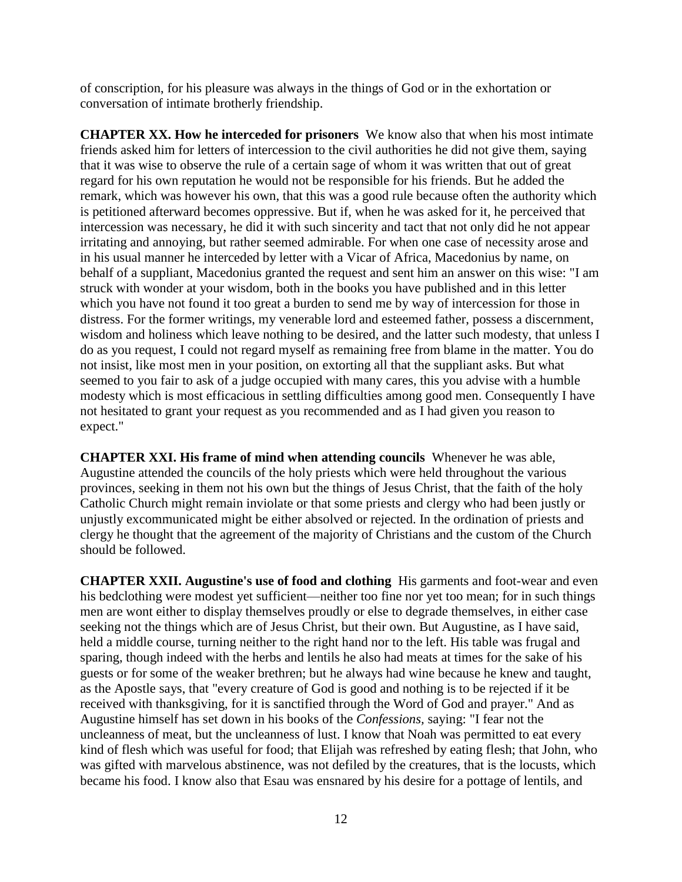of conscription, for his pleasure was always in the things of God or in the exhortation or conversation of intimate brotherly friendship.

**CHAPTER XX. How he interceded for prisoners** We know also that when his most intimate friends asked him for letters of intercession to the civil authorities he did not give them, saying that it was wise to observe the rule of a certain sage of whom it was written that out of great regard for his own reputation he would not be responsible for his friends. But he added the remark, which was however his own, that this was a good rule because often the authority which is petitioned afterward becomes oppressive. But if, when he was asked for it, he perceived that intercession was necessary, he did it with such sincerity and tact that not only did he not appear irritating and annoying, but rather seemed admirable. For when one case of necessity arose and in his usual manner he interceded by letter with a Vicar of Africa, Macedonius by name, on behalf of a suppliant, Macedonius granted the request and sent him an answer on this wise: "I am struck with wonder at your wisdom, both in the books you have published and in this letter which you have not found it too great a burden to send me by way of intercession for those in distress. For the former writings, my venerable lord and esteemed father, possess a discernment, wisdom and holiness which leave nothing to be desired, and the latter such modesty, that unless I do as you request, I could not regard myself as remaining free from blame in the matter. You do not insist, like most men in your position, on extorting all that the suppliant asks. But what seemed to you fair to ask of a judge occupied with many cares, this you advise with a humble modesty which is most efficacious in settling difficulties among good men. Consequently I have not hesitated to grant your request as you recommended and as I had given you reason to expect."

**CHAPTER XXI. His frame of mind when attending councils** Whenever he was able, Augustine attended the councils of the holy priests which were held throughout the various provinces, seeking in them not his own but the things of Jesus Christ, that the faith of the holy Catholic Church might remain inviolate or that some priests and clergy who had been justly or unjustly excommunicated might be either absolved or rejected. In the ordination of priests and clergy he thought that the agreement of the majority of Christians and the custom of the Church should be followed.

**CHAPTER XXII. Augustine's use of food and clothing** His garments and foot-wear and even his bedclothing were modest yet sufficient—neither too fine nor yet too mean; for in such things men are wont either to display themselves proudly or else to degrade themselves, in either case seeking not the things which are of Jesus Christ, but their own. But Augustine, as I have said, held a middle course, turning neither to the right hand nor to the left. His table was frugal and sparing, though indeed with the herbs and lentils he also had meats at times for the sake of his guests or for some of the weaker brethren; but he always had wine because he knew and taught, as the Apostle says, that "every creature of God is good and nothing is to be rejected if it be received with thanksgiving, for it is sanctified through the Word of God and prayer." And as Augustine himself has set down in his books of the *Confessions*, saying: "I fear not the uncleanness of meat, but the uncleanness of lust. I know that Noah was permitted to eat every kind of flesh which was useful for food; that Elijah was refreshed by eating flesh; that John, who was gifted with marvelous abstinence, was not defiled by the creatures, that is the locusts, which became his food. I know also that Esau was ensnared by his desire for a pottage of lentils, and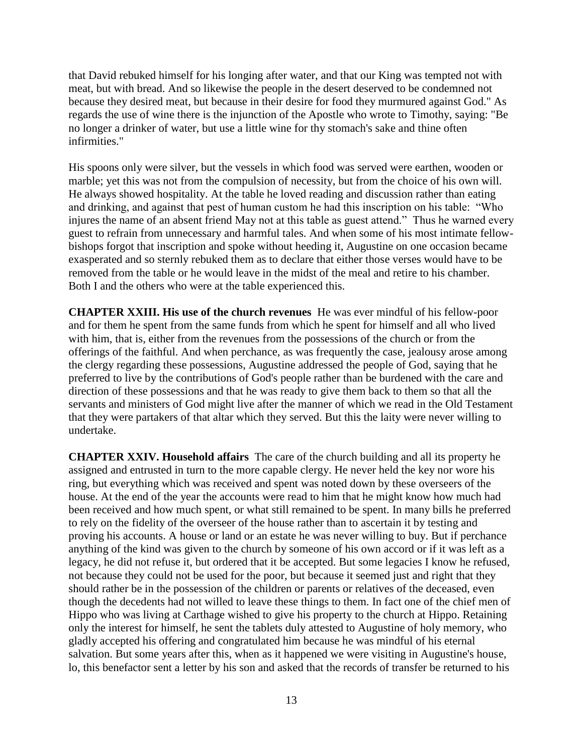that David rebuked himself for his longing after water, and that our King was tempted not with meat, but with bread. And so likewise the people in the desert deserved to be condemned not because they desired meat, but because in their desire for food they murmured against God." As regards the use of wine there is the injunction of the Apostle who wrote to Timothy, saying: "Be no longer a drinker of water, but use a little wine for thy stomach's sake and thine often infirmities."

His spoons only were silver, but the vessels in which food was served were earthen, wooden or marble; yet this was not from the compulsion of necessity, but from the choice of his own will. He always showed hospitality. At the table he loved reading and discussion rather than eating and drinking, and against that pest of human custom he had this inscription on his table: "Who injures the name of an absent friend May not at this table as guest attend." Thus he warned every guest to refrain from unnecessary and harmful tales. And when some of his most intimate fellow-bishops forgot that inscription and spoke without heeding it, Augustine on one occasion became exasperated and so sternly rebuked them as to declare that either those verses would have to be removed from the table or he would leave in the midst of the meal and retire to his chamber. Both I and the others who were at the table experienced this.

**CHAPTER XXIII. His use of the church revenues** He was ever mindful of his fellow-poor and for them he spent from the same funds from which he spent for himself and all who lived with him, that is, either from the revenues from the possessions of the church or from the offerings of the faithful. And when perchance, as was frequently the case, jealousy arose among the clergy regarding these possessions, Augustine addressed the people of God, saying that he preferred to live by the contributions of God's people rather than be burdened with the care and direction of these possessions and that he was ready to give them back to them so that all the servants and ministers of God might live after the manner of which we read in the Old Testament that they were partakers of that altar which they served. But this the laity were never willing to undertake.

**CHAPTER XXIV. Household affairs** The care of the church building and all its property he assigned and entrusted in turn to the more capable clergy. He never held the key nor wore his ring, but everything which was received and spent was noted down by these overseers of the house. At the end of the year the accounts were read to him that he might know how much had been received and how much spent, or what still remained to be spent. In many bills he preferred to rely on the fidelity of the overseer of the house rather than to ascertain it by testing and proving his accounts. A house or land or an estate he was never willing to buy. But if perchance anything of the kind was given to the church by someone of his own accord or if it was left as a legacy, he did not refuse it, but ordered that it be accepted. But some legacies I know he refused, not because they could not be used for the poor, but because it seemed just and right that they should rather be in the possession of the children or parents or relatives of the deceased, even though the decedents had not willed to leave these things to them. In fact one of the chief men of Hippo who was living at Carthage wished to give his property to the church at Hippo. Retaining only the interest for himself, he sent the tablets duly attested to Augustine of holy memory, who gladly accepted his offering and congratulated him because he was mindful of his eternal salvation. But some years after this, when as it happened we were visiting in Augustine's house, lo, this benefactor sent a letter by his son and asked that the records of transfer be returned to his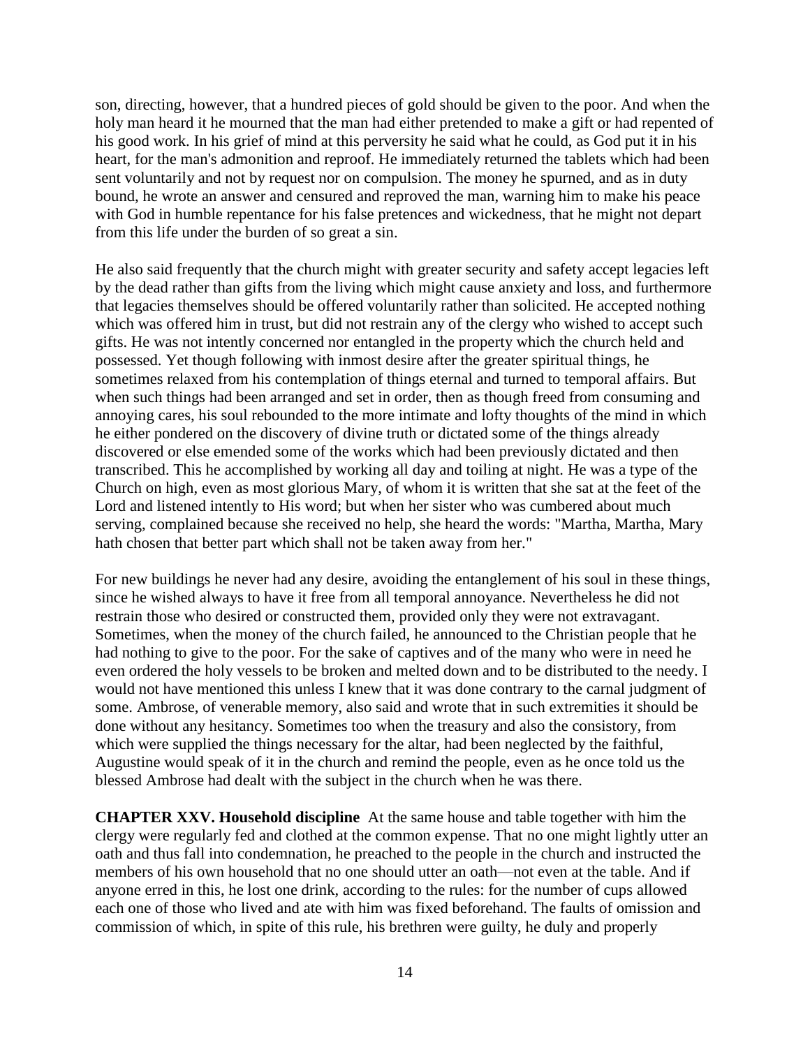son, directing, however, that a hundred pieces of gold should be given to the poor. And when the holy man heard it he mourned that the man had either pretended to make a gift or had repented of his good work. In his grief of mind at this perversity he said what he could, as God put it in his heart, for the man's admonition and reproof. He immediately returned the tablets which had been sent voluntarily and not by request nor on compulsion. The money he spurned, and as in duty bound, he wrote an answer and censured and reproved the man, warning him to make his peace with God in humble repentance for his false pretences and wickedness, that he might not depart from this life under the burden of so great a sin.

He also said frequently that the church might with greater security and safety accept legacies left by the dead rather than gifts from the living which might cause anxiety and loss, and furthermore that legacies themselves should be offered voluntarily rather than solicited. He accepted nothing which was offered him in trust, but did not restrain any of the clergy who wished to accept such gifts. He was not intently concerned nor entangled in the property which the church held and possessed. Yet though following with inmost desire after the greater spiritual things, he sometimes relaxed from his contemplation of things eternal and turned to temporal affairs. But when such things had been arranged and set in order, then as though freed from consuming and annoying cares, his soul rebounded to the more intimate and lofty thoughts of the mind in which he either pondered on the discovery of divine truth or dictated some of the things already discovered or else emended some of the works which had been previously dictated and then transcribed. This he accomplished by working all day and toiling at night. He was a type of the Church on high, even as most glorious Mary, of whom it is written that she sat at the feet of the Lord and listened intently to His word; but when her sister who was cumbered about much serving, complained because she received no help, she heard the words: "Martha, Martha, Mary hath chosen that better part which shall not be taken away from her."

For new buildings he never had any desire, avoiding the entanglement of his soul in these things, since he wished always to have it free from all temporal annoyance. Nevertheless he did not restrain those who desired or constructed them, provided only they were not extravagant. Sometimes, when the money of the church failed, he announced to the Christian people that he had nothing to give to the poor. For the sake of captives and of the many who were in need he even ordered the holy vessels to be broken and melted down and to be distributed to the needy. I would not have mentioned this unless I knew that it was done contrary to the carnal judgment of some. Ambrose, of venerable memory, also said and wrote that in such extremities it should be done without any hesitancy. Sometimes too when the treasury and also the consistory, from which were supplied the things necessary for the altar, had been neglected by the faithful, Augustine would speak of it in the church and remind the people, even as he once told us the blessed Ambrose had dealt with the subject in the church when he was there.

**CHAPTER XXV. Household discipline** At the same house and table together with him the clergy were regularly fed and clothed at the common expense. That no one might lightly utter an oath and thus fall into condemnation, he preached to the people in the church and instructed the members of his own household that no one should utter an oath—not even at the table. And if anyone erred in this, he lost one drink, according to the rules: for the number of cups allowed each one of those who lived and ate with him was fixed beforehand. The faults of omission and commission of which, in spite of this rule, his brethren were guilty, he duly and properly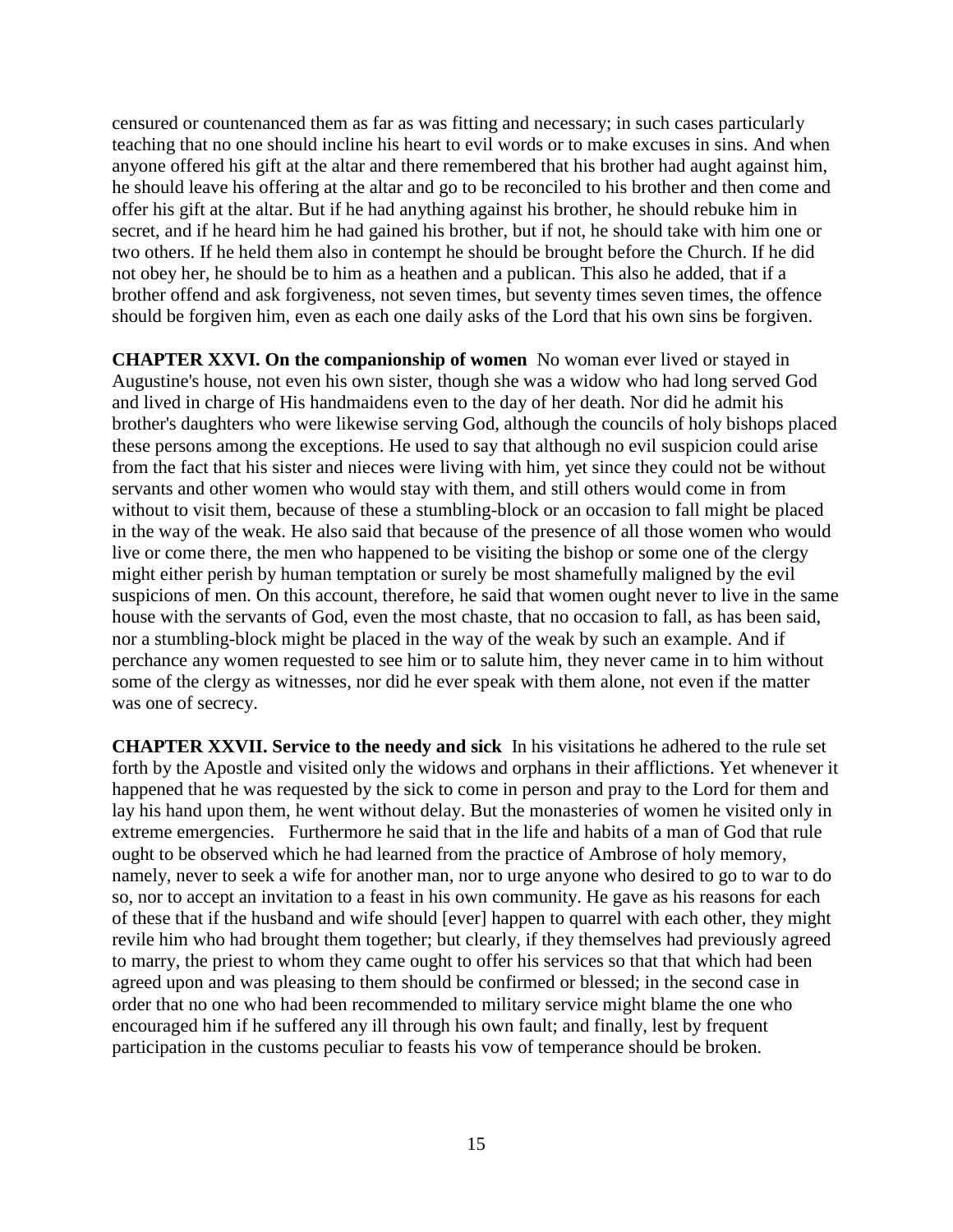censured or countenanced them as far as was fitting and necessary; in such cases particularly teaching that no one should incline his heart to evil words or to make excuses in sins. And when anyone offered his gift at the altar and there remembered that his brother had aught against him, he should leave his offering at the altar and go to be reconciled to his brother and then come and offer his gift at the altar. But if he had anything against his brother, he should rebuke him in secret, and if he heard him he had gained his brother, but if not, he should take with him one or two others. If he held them also in contempt he should be brought before the Church. If he did not obey her, he should be to him as a heathen and a publican. This also he added, that if a brother offend and ask forgiveness, not seven times, but seventy times seven times, the offence should be forgiven him, even as each one daily asks of the Lord that his own sins be forgiven.

**CHAPTER XXVI. On the companionship of women** No woman ever lived or stayed in Augustine's house, not even his own sister, though she was a widow who had long served God and lived in charge of His handmaidens even to the day of her death. Nor did he admit his brother's daughters who were likewise serving God, although the councils of holy bishops placed these persons among the exceptions. He used to say that although no evil suspicion could arise from the fact that his sister and nieces were living with him, yet since they could not be without servants and other women who would stay with them, and still others would come in from without to visit them, because of these a stumbling-block or an occasion to fall might be placed in the way of the weak. He also said that because of the presence of all those women who would live or come there, the men who happened to be visiting the bishop or some one of the clergy might either perish by human temptation or surely be most shamefully maligned by the evil suspicions of men. On this account, therefore, he said that women ought never to live in the same house with the servants of God, even the most chaste, that no occasion to fall, as has been said, nor a stumbling-block might be placed in the way of the weak by such an example. And if perchance any women requested to see him or to salute him, they never came in to him without some of the clergy as witnesses, nor did he ever speak with them alone, not even if the matter was one of secrecy.

**CHAPTER XXVII. Service to the needy and sick** In his visitations he adhered to the rule set forth by the Apostle and visited only the widows and orphans in their afflictions. Yet whenever it happened that he was requested by the sick to come in person and pray to the Lord for them and lay his hand upon them, he went without delay. But the monasteries of women he visited only in extreme emergencies. Furthermore he said that in the life and habits of a man of God that rule ought to be observed which he had learned from the practice of Ambrose of holy memory, namely, never to seek a wife for another man, nor to urge anyone who desired to go to war to do so, nor to accept an invitation to a feast in his own community. He gave as his reasons for each of these that if the husband and wife should [ever] happen to quarrel with each other, they might revile him who had brought them together; but clearly, if they themselves had previously agreed to marry, the priest to whom they came ought to offer his services so that that which had been agreed upon and was pleasing to them should be confirmed or blessed; in the second case in order that no one who had been recommended to military service might blame the one who encouraged him if he suffered any ill through his own fault; and finally, lest by frequent participation in the customs peculiar to feasts his vow of temperance should be broken.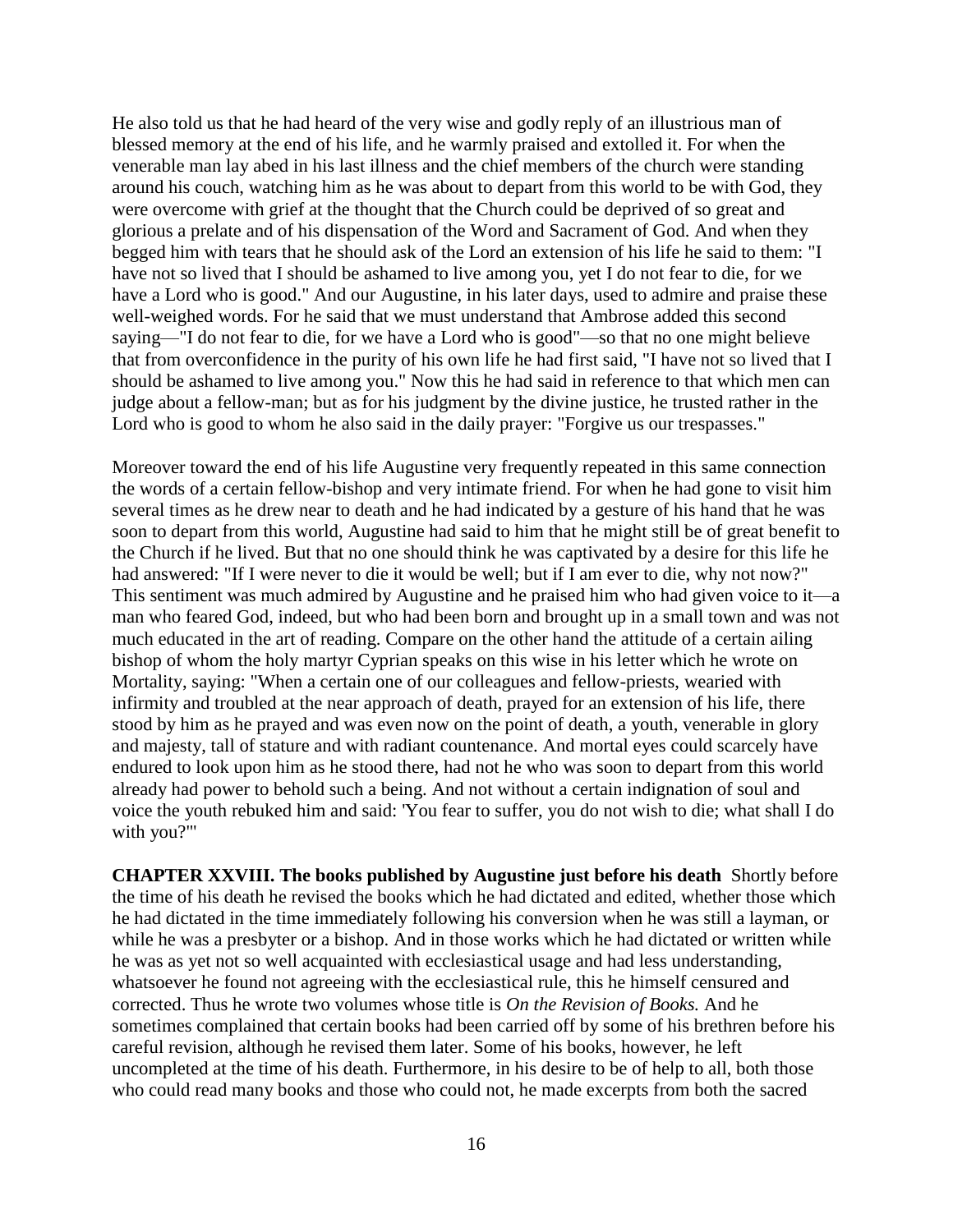He also told us that he had heard of the very wise and godly reply of an illustrious man of blessed memory at the end of his life, and he warmly praised and extolled it. For when the venerable man lay abed in his last illness and the chief members of the church were standing around his couch, watching him as he was about to depart from this world to be with God, they were overcome with grief at the thought that the Church could be deprived of so great and glorious a prelate and of his dispensation of the Word and Sacrament of God. And when they begged him with tears that he should ask of the Lord an extension of his life he said to them: "I have not so lived that I should be ashamed to live among you, yet I do not fear to die, for we have a Lord who is good." And our Augustine, in his later days, used to admire and praise these well-weighed words. For he said that we must understand that Ambrose added this second saying—"I do not fear to die, for we have a Lord who is good"—so that no one might believe that from overconfidence in the purity of his own life he had first said, "I have not so lived that I should be ashamed to live among you." Now this he had said in reference to that which men can judge about a fellow-man; but as for his judgment by the divine justice, he trusted rather in the Lord who is good to whom he also said in the daily prayer: "Forgive us our trespasses."

Moreover toward the end of his life Augustine very frequently repeated in this same connection the words of a certain fellow-bishop and very intimate friend. For when he had gone to visit him several times as he drew near to death and he had indicated by a gesture of his hand that he was soon to depart from this world, Augustine had said to him that he might still be of great benefit to the Church if he lived. But that no one should think he was captivated by a desire for this life he had answered: "If I were never to die it would be well; but if I am ever to die, why not now?" This sentiment was much admired by Augustine and he praised him who had given voice to it—a man who feared God, indeed, but who had been born and brought up in a small town and was not much educated in the art of reading. Compare on the other hand the attitude of a certain ailing bishop of whom the holy martyr Cyprian speaks on this wise in his letter which he wrote on Mortality, saying: "When a certain one of our colleagues and fellow-priests, wearied with infirmity and troubled at the near approach of death, prayed for an extension of his life, there stood by him as he prayed and was even now on the point of death, a youth, venerable in glory and majesty, tall of stature and with radiant countenance. And mortal eyes could scarcely have endured to look upon him as he stood there, had not he who was soon to depart from this world already had power to behold such a being. And not without a certain indignation of soul and voice the youth rebuked him and said: 'You fear to suffer, you do not wish to die; what shall I do with you?'"

**CHAPTER XXVIII. The books published by Augustine just before his death** Shortly before the time of his death he revised the books which he had dictated and edited, whether those which he had dictated in the time immediately following his conversion when he was still a layman, or while he was a presbyter or a bishop. And in those works which he had dictated or written while he was as yet not so well acquainted with ecclesiastical usage and had less understanding, whatsoever he found not agreeing with the ecclesiastical rule, this he himself censured and corrected. Thus he wrote two volumes whose title is *On the Revision of Books.* And he sometimes complained that certain books had been carried off by some of his brethren before his careful revision, although he revised them later. Some of his books, however, he left uncompleted at the time of his death. Furthermore, in his desire to be of help to all, both those who could read many books and those who could not, he made excerpts from both the sacred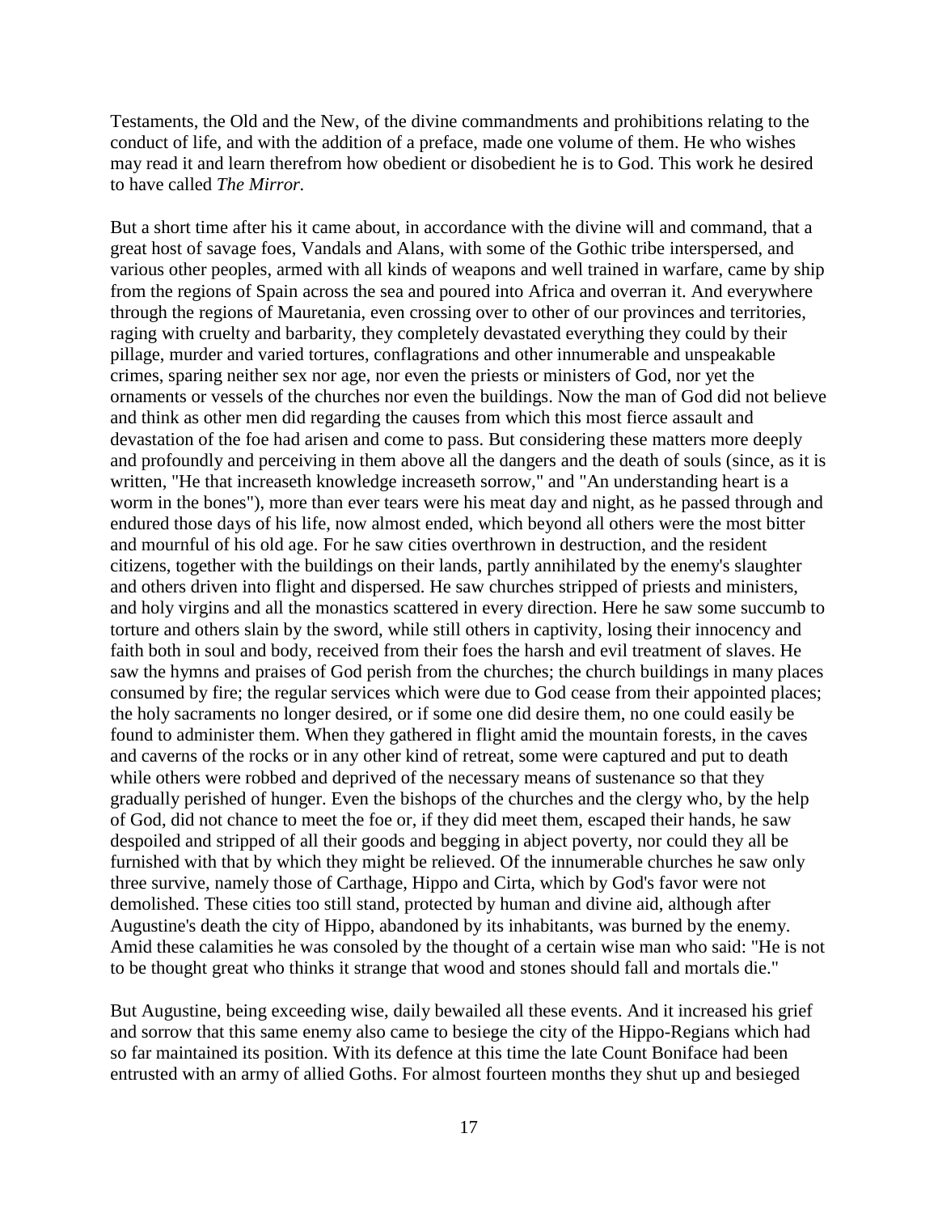Testaments, the Old and the New, of the divine commandments and prohibitions relating to the conduct of life, and with the addition of a preface, made one volume of them. He who wishes may read it and learn therefrom how obedient or disobedient he is to God. This work he desired to have called *The Mirror.*

But a short time after his it came about, in accordance with the divine will and command, that a great host of savage foes, Vandals and Alans, with some of the Gothic tribe interspersed, and various other peoples, armed with all kinds of weapons and well trained in warfare, came by ship from the regions of Spain across the sea and poured into Africa and overran it. And everywhere through the regions of Mauretania, even crossing over to other of our provinces and territories, raging with cruelty and barbarity, they completely devastated everything they could by their pillage, murder and varied tortures, conflagrations and other innumerable and unspeakable crimes, sparing neither sex nor age, nor even the priests or ministers of God, nor yet the ornaments or vessels of the churches nor even the buildings. Now the man of God did not believe and think as other men did regarding the causes from which this most fierce assault and devastation of the foe had arisen and come to pass. But considering these matters more deeply and profoundly and perceiving in them above all the dangers and the death of souls (since, as it is written, "He that increaseth knowledge increaseth sorrow," and "An understanding heart is a worm in the bones"), more than ever tears were his meat day and night, as he passed through and endured those days of his life, now almost ended, which beyond all others were the most bitter and mournful of his old age. For he saw cities overthrown in destruction, and the resident citizens, together with the buildings on their lands, partly annihilated by the enemy's slaughter and others driven into flight and dispersed. He saw churches stripped of priests and ministers, and holy virgins and all the monastics scattered in every direction. Here he saw some succumb to torture and others slain by the sword, while still others in captivity, losing their innocency and faith both in soul and body, received from their foes the harsh and evil treatment of slaves. He saw the hymns and praises of God perish from the churches; the church buildings in many places consumed by fire; the regular services which were due to God cease from their appointed places; the holy sacraments no longer desired, or if some one did desire them, no one could easily be found to administer them. When they gathered in flight amid the mountain forests, in the caves and caverns of the rocks or in any other kind of retreat, some were captured and put to death while others were robbed and deprived of the necessary means of sustenance so that they gradually perished of hunger. Even the bishops of the churches and the clergy who, by the help of God, did not chance to meet the foe or, if they did meet them, escaped their hands, he saw despoiled and stripped of all their goods and begging in abject poverty, nor could they all be furnished with that by which they might be relieved. Of the innumerable churches he saw only three survive, namely those of Carthage, Hippo and Cirta, which by God's favor were not demolished. These cities too still stand, protected by human and divine aid, although after Augustine's death the city of Hippo, abandoned by its inhabitants, was burned by the enemy. Amid these calamities he was consoled by the thought of a certain wise man who said: "He is not to be thought great who thinks it strange that wood and stones should fall and mortals die."

But Augustine, being exceeding wise, daily bewailed all these events. And it increased his grief and sorrow that this same enemy also came to besiege the city of the Hippo-Regians which had so far maintained its position. With its defence at this time the late Count Boniface had been entrusted with an army of allied Goths. For almost fourteen months they shut up and besieged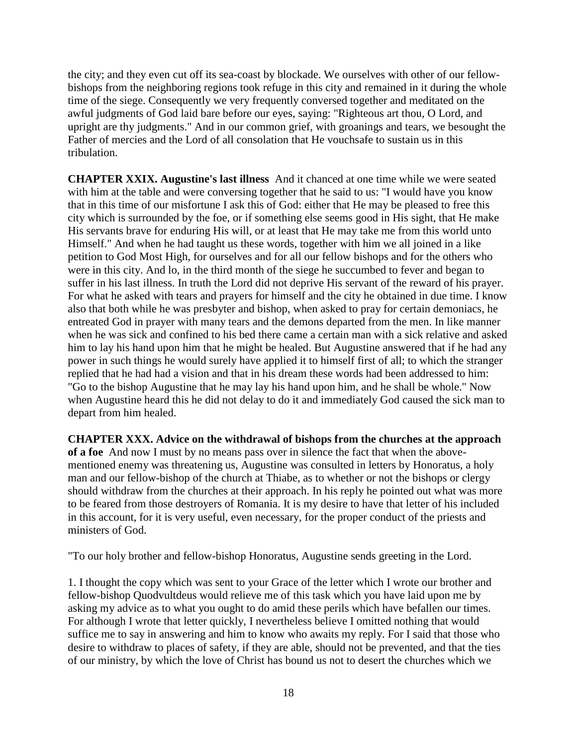the city; and they even cut off its sea-coast by blockade. We ourselves with other of our fellow-bishops from the neighboring regions took refuge in this city and remained in it during the whole time of the siege. Consequently we very frequently conversed together and meditated on the awful judgments of God laid bare before our eyes, saying: "Righteous art thou, O Lord, and upright are thy judgments." And in our common grief, with groanings and tears, we besought the Father of mercies and the Lord of all consolation that He vouchsafe to sustain us in this tribulation.

**CHAPTER XXIX. Augustine's last illness** And it chanced at one time while we were seated with him at the table and were conversing together that he said to us: "I would have you know that in this time of our misfortune I ask this of God: either that He may be pleased to free this city which is surrounded by the foe, or if something else seems good in His sight, that He make His servants brave for enduring His will, or at least that He may take me from this world unto Himself." And when he had taught us these words, together with him we all joined in a like petition to God Most High, for ourselves and for all our fellow bishops and for the others who were in this city. And lo, in the third month of the siege he succumbed to fever and began to suffer in his last illness. In truth the Lord did not deprive His servant of the reward of his prayer. For what he asked with tears and prayers for himself and the city he obtained in due time. I know also that both while he was presbyter and bishop, when asked to pray for certain demoniacs, he entreated God in prayer with many tears and the demons departed from the men. In like manner when he was sick and confined to his bed there came a certain man with a sick relative and asked him to lay his hand upon him that he might be healed. But Augustine answered that if he had any power in such things he would surely have applied it to himself first of all; to which the stranger replied that he had had a vision and that in his dream these words had been addressed to him: "Go to the bishop Augustine that he may lay his hand upon him, and he shall be whole." Now when Augustine heard this he did not delay to do it and immediately God caused the sick man to depart from him healed.

**CHAPTER XXX. Advice on the withdrawal of bishops from the churches at the approach of a foe** And now I must by no means pass over in silence the fact that when the above-mentioned enemy was threatening us, Augustine was consulted in letters by Honoratus, a holy man and our fellow-bishop of the church at Thiabe, as to whether or not the bishops or clergy should withdraw from the churches at their approach. In his reply he pointed out what was more to be feared from those destroyers of Romania. It is my desire to have that letter of his included in this account, for it is very useful, even necessary, for the proper conduct of the priests and ministers of God.

"To our holy brother and fellow-bishop Honoratus, Augustine sends greeting in the Lord.

1. I thought the copy which was sent to your Grace of the letter which I wrote our brother and fellow-bishop Quodvultdeus would relieve me of this task which you have laid upon me by asking my advice as to what you ought to do amid these perils which have befallen our times. For although I wrote that letter quickly, I nevertheless believe I omitted nothing that would suffice me to say in answering and him to know who awaits my reply. For I said that those who desire to withdraw to places of safety, if they are able, should not be prevented, and that the ties of our ministry, by which the love of Christ has bound us not to desert the churches which we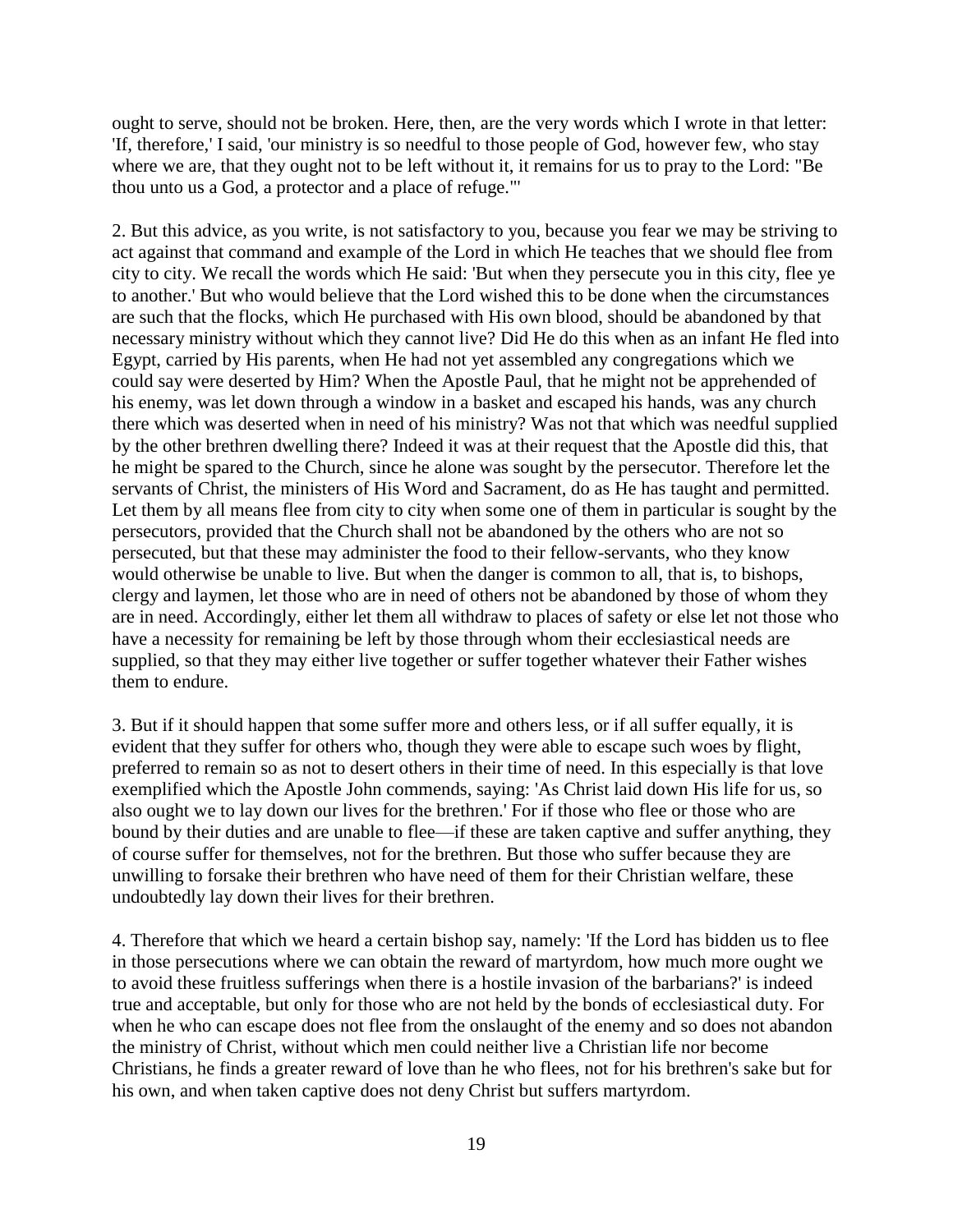ought to serve, should not be broken. Here, then, are the very words which I wrote in that letter: 'If, therefore,' I said, 'our ministry is so needful to those people of God, however few, who stay where we are, that they ought not to be left without it, it remains for us to pray to the Lord: "Be thou unto us a God, a protector and a place of refuge."'

2. But this advice, as you write, is not satisfactory to you, because you fear we may be striving to act against that command and example of the Lord in which He teaches that we should flee from city to city. We recall the words which He said: 'But when they persecute you in this city, flee ye to another.' But who would believe that the Lord wished this to be done when the circumstances are such that the flocks, which He purchased with His own blood, should be abandoned by that necessary ministry without which they cannot live? Did He do this when as an infant He fled into Egypt, carried by His parents, when He had not yet assembled any congregations which we could say were deserted by Him? When the Apostle Paul, that he might not be apprehended of his enemy, was let down through a window in a basket and escaped his hands, was any church there which was deserted when in need of his ministry? Was not that which was needful supplied by the other brethren dwelling there? Indeed it was at their request that the Apostle did this, that he might be spared to the Church, since he alone was sought by the persecutor. Therefore let the servants of Christ, the ministers of His Word and Sacrament, do as He has taught and permitted. Let them by all means flee from city to city when some one of them in particular is sought by the persecutors, provided that the Church shall not be abandoned by the others who are not so persecuted, but that these may administer the food to their fellow-servants, who they know would otherwise be unable to live. But when the danger is common to all, that is, to bishops, clergy and laymen, let those who are in need of others not be abandoned by those of whom they are in need. Accordingly, either let them all withdraw to places of safety or else let not those who have a necessity for remaining be left by those through whom their ecclesiastical needs are supplied, so that they may either live together or suffer together whatever their Father wishes them to endure.

3. But if it should happen that some suffer more and others less, or if all suffer equally, it is evident that they suffer for others who, though they were able to escape such woes by flight, preferred to remain so as not to desert others in their time of need. In this especially is that love exemplified which the Apostle John commends, saying: 'As Christ laid down His life for us, so also ought we to lay down our lives for the brethren.' For if those who flee or those who are bound by their duties and are unable to flee—if these are taken captive and suffer anything, they of course suffer for themselves, not for the brethren. But those who suffer because they are unwilling to forsake their brethren who have need of them for their Christian welfare, these undoubtedly lay down their lives for their brethren.

4. Therefore that which we heard a certain bishop say, namely: 'If the Lord has bidden us to flee in those persecutions where we can obtain the reward of martyrdom, how much more ought we to avoid these fruitless sufferings when there is a hostile invasion of the barbarians?' is indeed true and acceptable, but only for those who are not held by the bonds of ecclesiastical duty. For when he who can escape does not flee from the onslaught of the enemy and so does not abandon the ministry of Christ, without which men could neither live a Christian life nor become Christians, he finds a greater reward of love than he who flees, not for his brethren's sake but for his own, and when taken captive does not deny Christ but suffers martyrdom.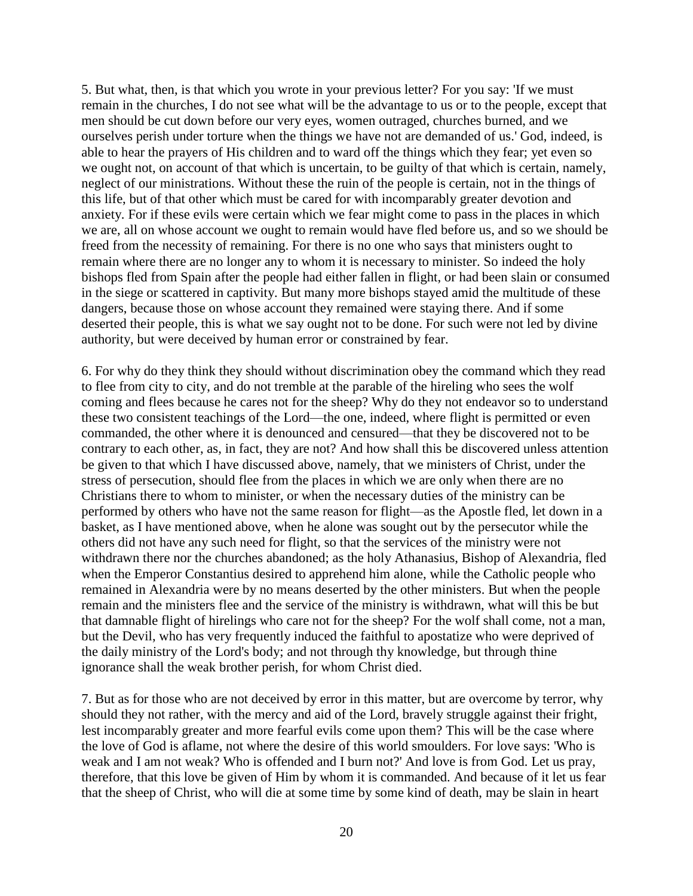5. But what, then, is that which you wrote in your previous letter? For you say: 'If we must remain in the churches, I do not see what will be the advantage to us or to the people, except that men should be cut down before our very eyes, women outraged, churches burned, and we ourselves perish under torture when the things we have not are demanded of us.' God, indeed, is able to hear the prayers of His children and to ward off the things which they fear; yet even so we ought not, on account of that which is uncertain, to be guilty of that which is certain, namely, neglect of our ministrations. Without these the ruin of the people is certain, not in the things of this life, but of that other which must be cared for with incomparably greater devotion and anxiety. For if these evils were certain which we fear might come to pass in the places in which we are, all on whose account we ought to remain would have fled before us, and so we should be freed from the necessity of remaining. For there is no one who says that ministers ought to remain where there are no longer any to whom it is necessary to minister. So indeed the holy bishops fled from Spain after the people had either fallen in flight, or had been slain or consumed in the siege or scattered in captivity. But many more bishops stayed amid the multitude of these dangers, because those on whose account they remained were staying there. And if some deserted their people, this is what we say ought not to be done. For such were not led by divine authority, but were deceived by human error or constrained by fear.

6. For why do they think they should without discrimination obey the command which they read to flee from city to city, and do not tremble at the parable of the hireling who sees the wolf coming and flees because he cares not for the sheep? Why do they not endeavor so to understand these two consistent teachings of the Lord—the one, indeed, where flight is permitted or even commanded, the other where it is denounced and censured—that they be discovered not to be contrary to each other, as, in fact, they are not? And how shall this be discovered unless attention be given to that which I have discussed above, namely, that we ministers of Christ, under the stress of persecution, should flee from the places in which we are only when there are no Christians there to whom to minister, or when the necessary duties of the ministry can be performed by others who have not the same reason for flight—as the Apostle fled, let down in a basket, as I have mentioned above, when he alone was sought out by the persecutor while the others did not have any such need for flight, so that the services of the ministry were not withdrawn there nor the churches abandoned; as the holy Athanasius, Bishop of Alexandria, fled when the Emperor Constantius desired to apprehend him alone, while the Catholic people who remained in Alexandria were by no means deserted by the other ministers. But when the people remain and the ministers flee and the service of the ministry is withdrawn, what will this be but that damnable flight of hirelings who care not for the sheep? For the wolf shall come, not a man, but the Devil, who has very frequently induced the faithful to apostatize who were deprived of the daily ministry of the Lord's body; and not through thy knowledge, but through thine ignorance shall the weak brother perish, for whom Christ died.

7. But as for those who are not deceived by error in this matter, but are overcome by terror, why should they not rather, with the mercy and aid of the Lord, bravely struggle against their fright, lest incomparably greater and more fearful evils come upon them? This will be the case where the love of God is aflame, not where the desire of this world smoulders. For love says: 'Who is weak and I am not weak? Who is offended and I burn not?' And love is from God. Let us pray, therefore, that this love be given of Him by whom it is commanded. And because of it let us fear that the sheep of Christ, who will die at some time by some kind of death, may be slain in heart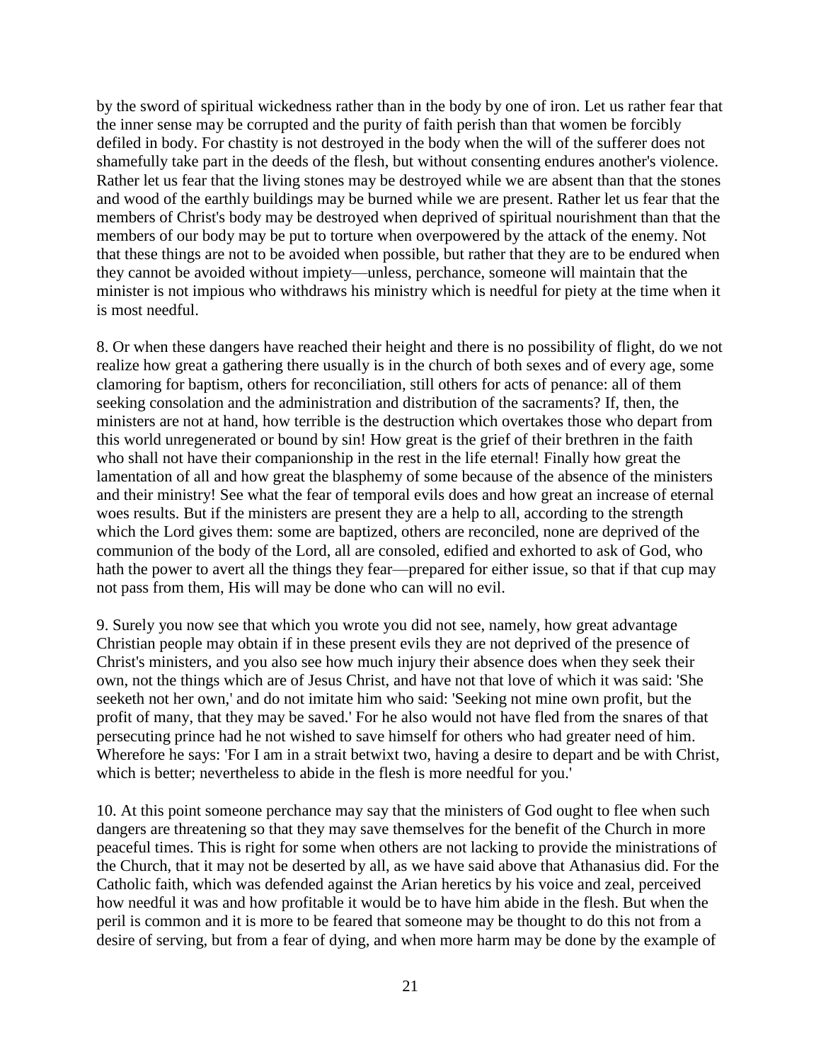by the sword of spiritual wickedness rather than in the body by one of iron. Let us rather fear that the inner sense may be corrupted and the purity of faith perish than that women be forcibly defiled in body. For chastity is not destroyed in the body when the will of the sufferer does not shamefully take part in the deeds of the flesh, but without consenting endures another's violence. Rather let us fear that the living stones may be destroyed while we are absent than that the stones and wood of the earthly buildings may be burned while we are present. Rather let us fear that the members of Christ's body may be destroyed when deprived of spiritual nourishment than that the members of our body may be put to torture when overpowered by the attack of the enemy. Not that these things are not to be avoided when possible, but rather that they are to be endured when they cannot be avoided without impiety—unless, perchance, someone will maintain that the minister is not impious who withdraws his ministry which is needful for piety at the time when it is most needful.

8. Or when these dangers have reached their height and there is no possibility of flight, do we not realize how great a gathering there usually is in the church of both sexes and of every age, some clamoring for baptism, others for reconciliation, still others for acts of penance: all of them seeking consolation and the administration and distribution of the sacraments? If, then, the ministers are not at hand, how terrible is the destruction which overtakes those who depart from this world unregenerated or bound by sin! How great is the grief of their brethren in the faith who shall not have their companionship in the rest in the life eternal! Finally how great the lamentation of all and how great the blasphemy of some because of the absence of the ministers and their ministry! See what the fear of temporal evils does and how great an increase of eternal woes results. But if the ministers are present they are a help to all, according to the strength which the Lord gives them: some are baptized, others are reconciled, none are deprived of the communion of the body of the Lord, all are consoled, edified and exhorted to ask of God, who hath the power to avert all the things they fear—prepared for either issue, so that if that cup may not pass from them, His will may be done who can will no evil.

9. Surely you now see that which you wrote you did not see, namely, how great advantage Christian people may obtain if in these present evils they are not deprived of the presence of Christ's ministers, and you also see how much injury their absence does when they seek their own, not the things which are of Jesus Christ, and have not that love of which it was said: 'She seeketh not her own,' and do not imitate him who said: 'Seeking not mine own profit, but the profit of many, that they may be saved.' For he also would not have fled from the snares of that persecuting prince had he not wished to save himself for others who had greater need of him. Wherefore he says: 'For I am in a strait betwixt two, having a desire to depart and be with Christ, which is better; nevertheless to abide in the flesh is more needful for you.'

10. At this point someone perchance may say that the ministers of God ought to flee when such dangers are threatening so that they may save themselves for the benefit of the Church in more peaceful times. This is right for some when others are not lacking to provide the ministrations of the Church, that it may not be deserted by all, as we have said above that Athanasius did. For the Catholic faith, which was defended against the Arian heretics by his voice and zeal, perceived how needful it was and how profitable it would be to have him abide in the flesh. But when the peril is common and it is more to be feared that someone may be thought to do this not from a desire of serving, but from a fear of dying, and when more harm may be done by the example of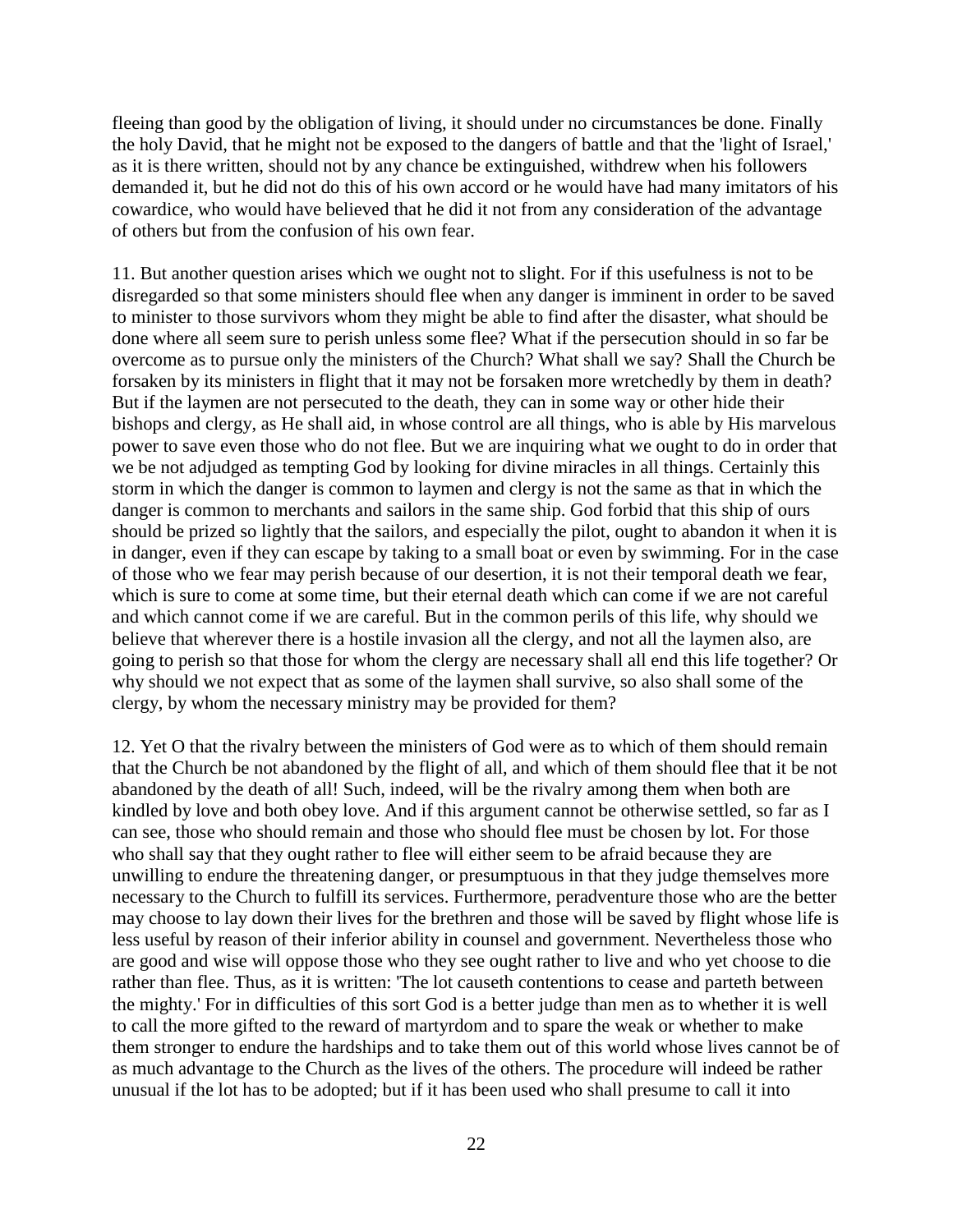fleeing than good by the obligation of living, it should under no circumstances be done. Finally the holy David, that he might not be exposed to the dangers of battle and that the 'light of Israel,' as it is there written, should not by any chance be extinguished, withdrew when his followers demanded it, but he did not do this of his own accord or he would have had many imitators of his cowardice, who would have believed that he did it not from any consideration of the advantage of others but from the confusion of his own fear.

11. But another question arises which we ought not to slight. For if this usefulness is not to be disregarded so that some ministers should flee when any danger is imminent in order to be saved to minister to those survivors whom they might be able to find after the disaster, what should be done where all seem sure to perish unless some flee? What if the persecution should in so far be overcome as to pursue only the ministers of the Church? What shall we say? Shall the Church be forsaken by its ministers in flight that it may not be forsaken more wretchedly by them in death? But if the laymen are not persecuted to the death, they can in some way or other hide their bishops and clergy, as He shall aid, in whose control are all things, who is able by His marvelous power to save even those who do not flee. But we are inquiring what we ought to do in order that we be not adjudged as tempting God by looking for divine miracles in all things. Certainly this storm in which the danger is common to laymen and clergy is not the same as that in which the danger is common to merchants and sailors in the same ship. God forbid that this ship of ours should be prized so lightly that the sailors, and especially the pilot, ought to abandon it when it is in danger, even if they can escape by taking to a small boat or even by swimming. For in the case of those who we fear may perish because of our desertion, it is not their temporal death we fear, which is sure to come at some time, but their eternal death which can come if we are not careful and which cannot come if we are careful. But in the common perils of this life, why should we believe that wherever there is a hostile invasion all the clergy, and not all the laymen also, are going to perish so that those for whom the clergy are necessary shall all end this life together? Or why should we not expect that as some of the laymen shall survive, so also shall some of the clergy, by whom the necessary ministry may be provided for them?

12. Yet O that the rivalry between the ministers of God were as to which of them should remain that the Church be not abandoned by the flight of all, and which of them should flee that it be not abandoned by the death of all! Such, indeed, will be the rivalry among them when both are kindled by love and both obey love. And if this argument cannot be otherwise settled, so far as I can see, those who should remain and those who should flee must be chosen by lot. For those who shall say that they ought rather to flee will either seem to be afraid because they are unwilling to endure the threatening danger, or presumptuous in that they judge themselves more necessary to the Church to fulfill its services. Furthermore, peradventure those who are the better may choose to lay down their lives for the brethren and those will be saved by flight whose life is less useful by reason of their inferior ability in counsel and government. Nevertheless those who are good and wise will oppose those who they see ought rather to live and who yet choose to die rather than flee. Thus, as it is written: 'The lot causeth contentions to cease and parteth between the mighty.' For in difficulties of this sort God is a better judge than men as to whether it is well to call the more gifted to the reward of martyrdom and to spare the weak or whether to make them stronger to endure the hardships and to take them out of this world whose lives cannot be of as much advantage to the Church as the lives of the others. The procedure will indeed be rather unusual if the lot has to be adopted; but if it has been used who shall presume to call it into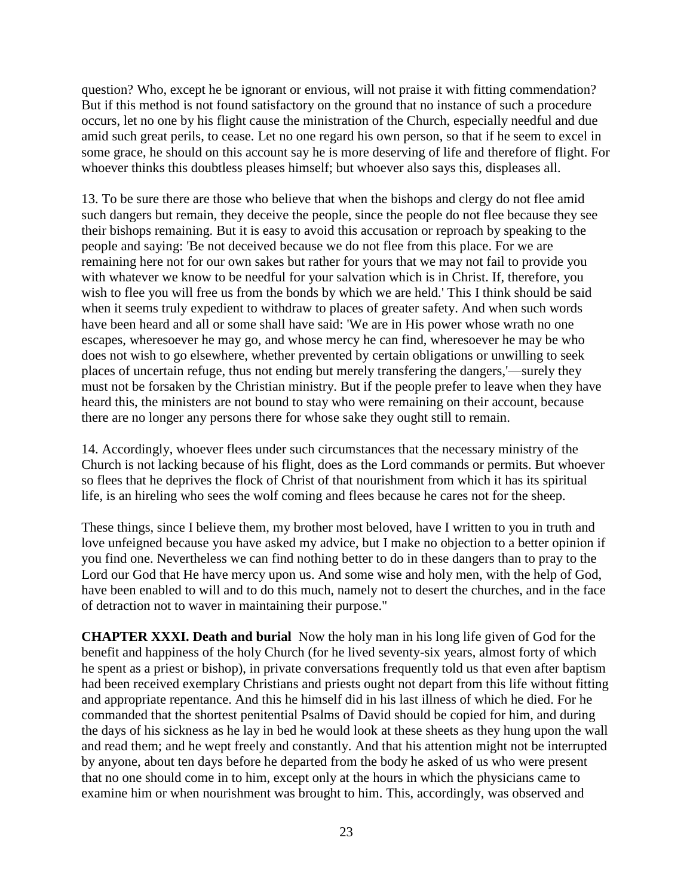question? Who, except he be ignorant or envious, will not praise it with fitting commendation? But if this method is not found satisfactory on the ground that no instance of such a procedure occurs, let no one by his flight cause the ministration of the Church, especially needful and due amid such great perils, to cease. Let no one regard his own person, so that if he seem to excel in some grace, he should on this account say he is more deserving of life and therefore of flight. For whoever thinks this doubtless pleases himself; but whoever also says this, displeases all.

13. To be sure there are those who believe that when the bishops and clergy do not flee amid such dangers but remain, they deceive the people, since the people do not flee because they see their bishops remaining. But it is easy to avoid this accusation or reproach by speaking to the people and saying: 'Be not deceived because we do not flee from this place. For we are remaining here not for our own sakes but rather for yours that we may not fail to provide you with whatever we know to be needful for your salvation which is in Christ. If, therefore, you wish to flee you will free us from the bonds by which we are held.' This I think should be said when it seems truly expedient to withdraw to places of greater safety. And when such words have been heard and all or some shall have said: 'We are in His power whose wrath no one escapes, wheresoever he may go, and whose mercy he can find, wheresoever he may be who does not wish to go elsewhere, whether prevented by certain obligations or unwilling to seek places of uncertain refuge, thus not ending but merely transfering the dangers,'—surely they must not be forsaken by the Christian ministry. But if the people prefer to leave when they have heard this, the ministers are not bound to stay who were remaining on their account, because there are no longer any persons there for whose sake they ought still to remain.

14. Accordingly, whoever flees under such circumstances that the necessary ministry of the Church is not lacking because of his flight, does as the Lord commands or permits. But whoever so flees that he deprives the flock of Christ of that nourishment from which it has its spiritual life, is an hireling who sees the wolf coming and flees because he cares not for the sheep.

These things, since I believe them, my brother most beloved, have I written to you in truth and love unfeigned because you have asked my advice, but I make no objection to a better opinion if you find one. Nevertheless we can find nothing better to do in these dangers than to pray to the Lord our God that He have mercy upon us. And some wise and holy men, with the help of God, have been enabled to will and to do this much, namely not to desert the churches, and in the face of detraction not to waver in maintaining their purpose."

**CHAPTER XXXI. Death and burial** Now the holy man in his long life given of God for the benefit and happiness of the holy Church (for he lived seventy-six years, almost forty of which he spent as a priest or bishop), in private conversations frequently told us that even after baptism had been received exemplary Christians and priests ought not depart from this life without fitting and appropriate repentance. And this he himself did in his last illness of which he died. For he commanded that the shortest penitential Psalms of David should be copied for him, and during the days of his sickness as he lay in bed he would look at these sheets as they hung upon the wall and read them; and he wept freely and constantly. And that his attention might not be interrupted by anyone, about ten days before he departed from the body he asked of us who were present that no one should come in to him, except only at the hours in which the physicians came to examine him or when nourishment was brought to him. This, accordingly, was observed and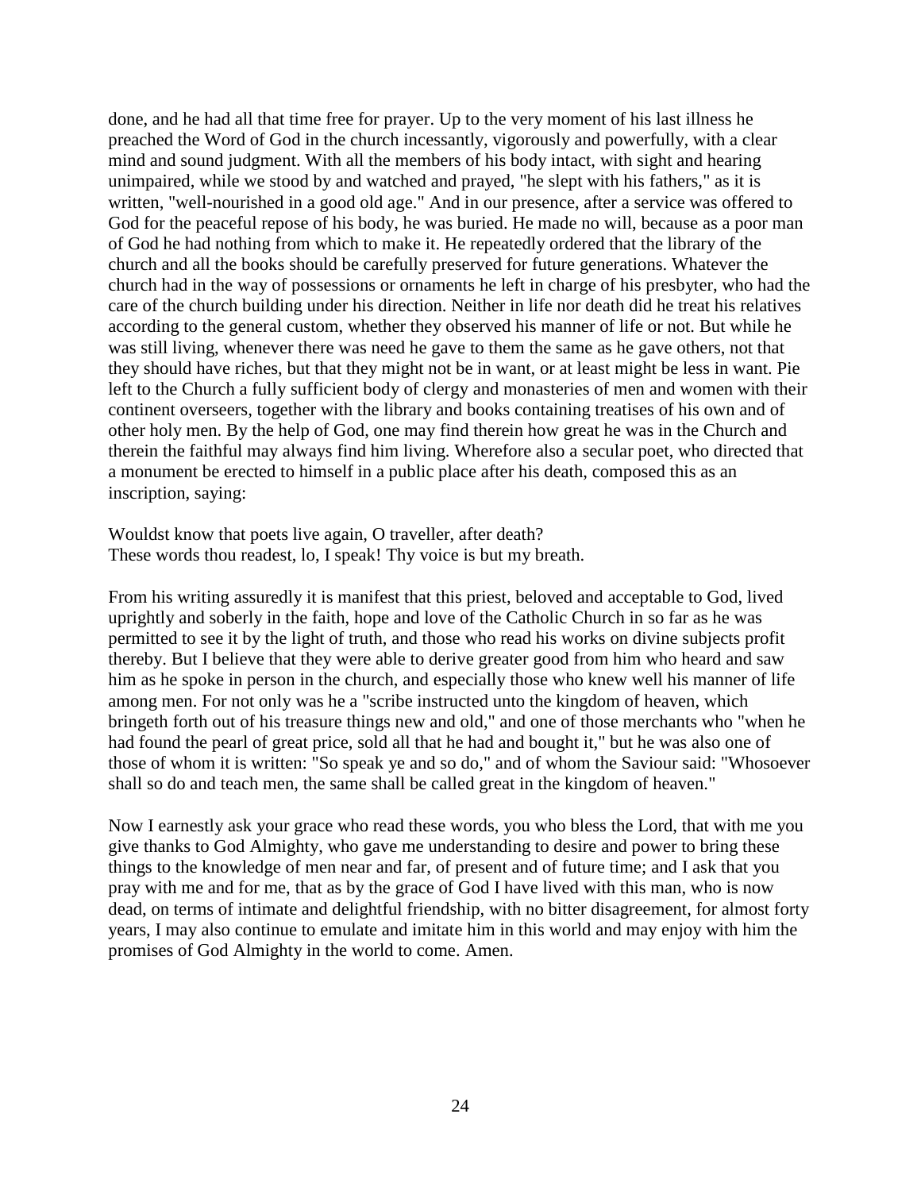done, and he had all that time free for prayer. Up to the very moment of his last illness he preached the Word of God in the church incessantly, vigorously and powerfully, with a clear mind and sound judgment. With all the members of his body intact, with sight and hearing unimpaired, while we stood by and watched and prayed, "he slept with his fathers," as it is written, "well-nourished in a good old age." And in our presence, after a service was offered to God for the peaceful repose of his body, he was buried. He made no will, because as a poor man of God he had nothing from which to make it. He repeatedly ordered that the library of the church and all the books should be carefully preserved for future generations. Whatever the church had in the way of possessions or ornaments he left in charge of his presbyter, who had the care of the church building under his direction. Neither in life nor death did he treat his relatives according to the general custom, whether they observed his manner of life or not. But while he was still living, whenever there was need he gave to them the same as he gave others, not that they should have riches, but that they might not be in want, or at least might be less in want. Pie left to the Church a fully sufficient body of clergy and monasteries of men and women with their continent overseers, together with the library and books containing treatises of his own and of other holy men. By the help of God, one may find therein how great he was in the Church and therein the faithful may always find him living. Wherefore also a secular poet, who directed that a monument be erected to himself in a public place after his death, composed this as an inscription, saying:

Wouldst know that poets live again, O traveller, after death?
These words thou readest, lo, I speak! Thy voice is but my breath.

From his writing assuredly it is manifest that this priest, beloved and acceptable to God, lived uprightly and soberly in the faith, hope and love of the Catholic Church in so far as he was permitted to see it by the light of truth, and those who read his works on divine subjects profit thereby. But I believe that they were able to derive greater good from him who heard and saw him as he spoke in person in the church, and especially those who knew well his manner of life among men. For not only was he a "scribe instructed unto the kingdom of heaven, which bringeth forth out of his treasure things new and old," and one of those merchants who "when he had found the pearl of great price, sold all that he had and bought it," but he was also one of those of whom it is written: "So speak ye and so do," and of whom the Saviour said: "Whosoever shall so do and teach men, the same shall be called great in the kingdom of heaven."

Now I earnestly ask your grace who read these words, you who bless the Lord, that with me you give thanks to God Almighty, who gave me understanding to desire and power to bring these things to the knowledge of men near and far, of present and of future time; and I ask that you pray with me and for me, that as by the grace of God I have lived with this man, who is now dead, on terms of intimate and delightful friendship, with no bitter disagreement, for almost forty years, I may also continue to emulate and imitate him in this world and may enjoy with him the promises of God Almighty in the world to come. Amen.